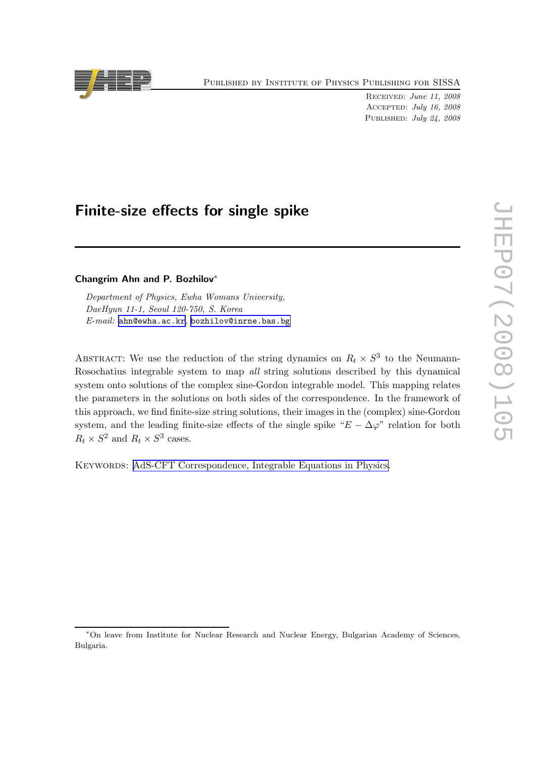# Finite-size effects for single spike

**Changrim Ahn and P. Bozhilov***

*Department of Physics, Ewha Womans University,*
*DaeHyun 11-1, Seoul 120-750, S. Korea*
*E-mail:* ahn@ewha.ac.kr, bozhilov@inrne.bas.bg

Abstract: We use the reduction of the string dynamics on $R_t \times S^3$ to the Neumann-Rosochatius integrable system to map *all* string solutions described by this dynamical system onto solutions of the complex sine-Gordon integrable model. This mapping relates the parameters in the solutions on both sides of the correspondence. In the framework of this approach, we find finite-size string solutions, their images in the (complex) sine-Gordon system, and the leading finite-size effects of the single spike "$E - \Delta\varphi$" relation for both $R_t \times S^2$ and $R_t \times S^3$ cases.

Keywords: AdS-CFT Correspondence, Integrable Equations in Physics.

*On leave from Institute for Nuclear Research and Nuclear Energy, Bulgarian Academy of Sciences, Bulgaria.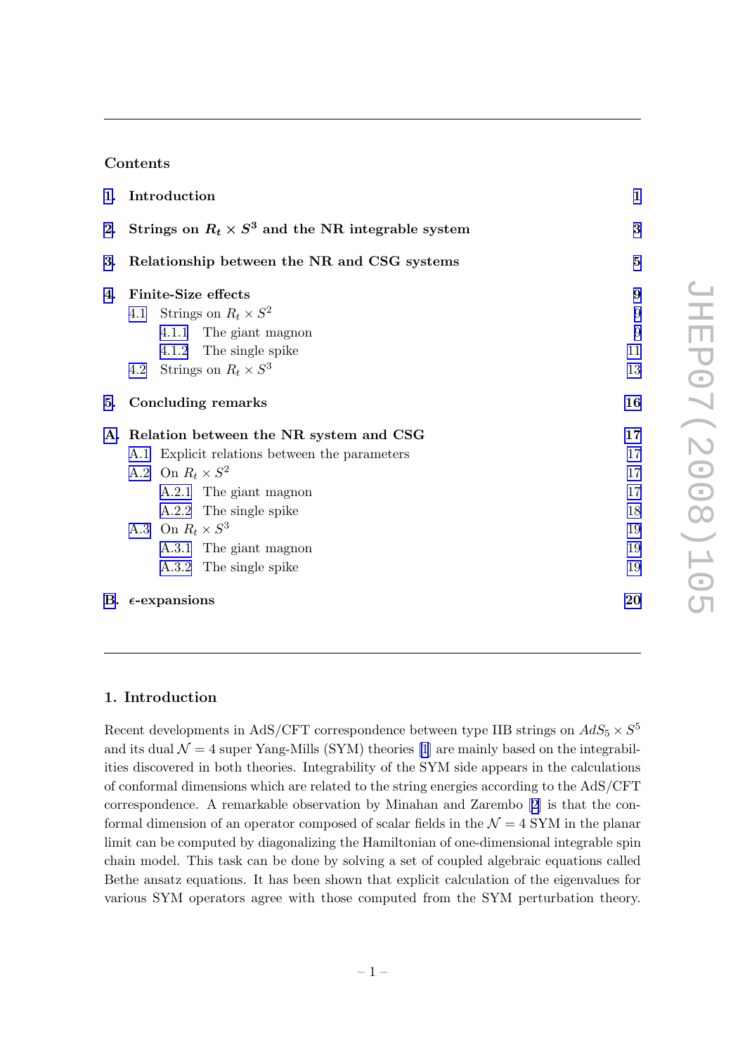## Contents

1. Introduction — 1
2. Strings on $R_t \times S^3$ and the NR integrable system — 3
3. Relationship between the NR and CSG systems — 5
4. Finite-Size effects — 9
   - 4.1 Strings on $R_t \times S^2$ — 9
     - 4.1.1 The giant magnon — 9
     - 4.1.2 The single spike — 11
   - 4.2 Strings on $R_t \times S^3$ — 13
5. Concluding remarks — 16

A. Relation between the NR system and CSG — 17
   - A.1 Explicit relations between the parameters — 17
   - A.2 On $R_t \times S^2$ — 17
     - A.2.1 The giant magnon — 17
     - A.2.2 The single spike — 18
   - A.3 On $R_t \times S^3$ — 19
     - A.3.1 The giant magnon — 19
     - A.3.2 The single spike — 19

B. $\epsilon$-expansions — 20

## 1. Introduction

Recent developments in AdS/CFT correspondence between type IIB strings on $AdS_5 \times S^5$ and its dual $\mathcal{N} = 4$ super Yang-Mills (SYM) theories [1] are mainly based on the integrabilities discovered in both theories. Integrability of the SYM side appears in the calculations of conformal dimensions which are related to the string energies according to the AdS/CFT correspondence. A remarkable observation by Minahan and Zarembo [2] is that the conformal dimension of an operator composed of scalar fields in the $\mathcal{N} = 4$ SYM in the planar limit can be computed by diagonalizing the Hamiltonian of one-dimensional integrable spin chain model. This task can be done by solving a set of coupled algebraic equations called Bethe ansatz equations. It has been shown that explicit calculation of the eigenvalues for various SYM operators agree with those computed from the SYM perturbation theory.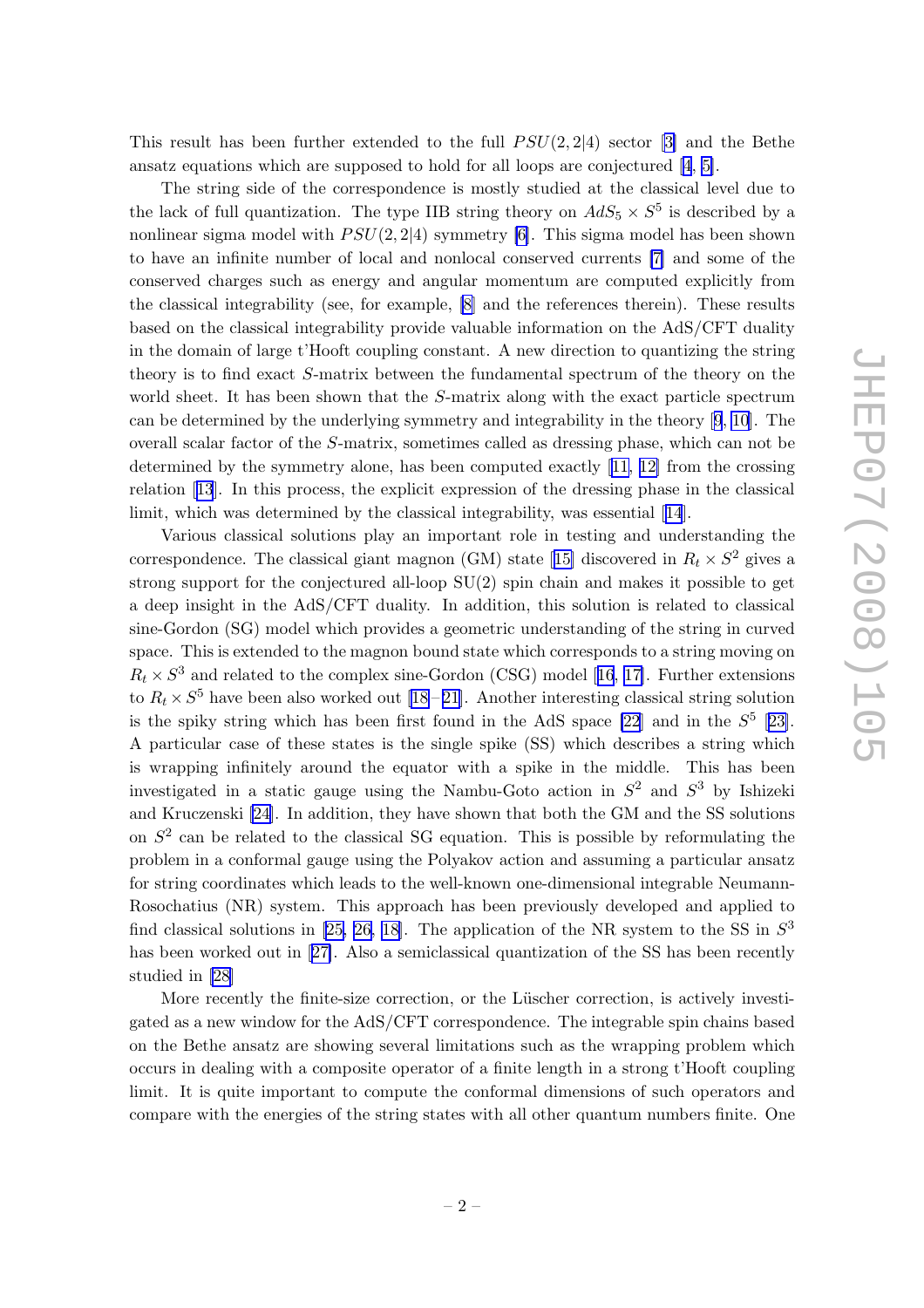This result has been further extended to the full $PSU(2,2|4)$ sector [3] and the Bethe ansatz equations which are supposed to hold for all loops are conjectured [4, 5].

The string side of the correspondence is mostly studied at the classical level due to the lack of full quantization. The type IIB string theory on $AdS_5 \times S^5$ is described by a nonlinear sigma model with $PSU(2,2|4)$ symmetry [6]. This sigma model has been shown to have an infinite number of local and nonlocal conserved currents [7] and some of the conserved charges such as energy and angular momentum are computed explicitly from the classical integrability (see, for example, [8] and the references therein). These results based on the classical integrability provide valuable information on the AdS/CFT duality in the domain of large t'Hooft coupling constant. A new direction to quantizing the string theory is to find exact $S$-matrix between the fundamental spectrum of the theory on the world sheet. It has been shown that the $S$-matrix along with the exact particle spectrum can be determined by the underlying symmetry and integrability in the theory [9, 10]. The overall scalar factor of the $S$-matrix, sometimes called as dressing phase, which can not be determined by the symmetry alone, has been computed exactly [11, 12] from the crossing relation [13]. In this process, the explicit expression of the dressing phase in the classical limit, which was determined by the classical integrability, was essential [14].

Various classical solutions play an important role in testing and understanding the correspondence. The classical giant magnon (GM) state [15] discovered in $R_t \times S^2$ gives a strong support for the conjectured all-loop SU(2) spin chain and makes it possible to get a deep insight in the AdS/CFT duality. In addition, this solution is related to classical sine-Gordon (SG) model which provides a geometric understanding of the string in curved space. This is extended to the magnon bound state which corresponds to a string moving on $R_t \times S^3$ and related to the complex sine-Gordon (CSG) model [16, 17]. Further extensions to $R_t \times S^5$ have been also worked out [18]–[21]. Another interesting classical string solution is the spiky string which has been first found in the AdS space [22] and in the $S^5$ [23]. A particular case of these states is the single spike (SS) which describes a string which is wrapping infinitely around the equator with a spike in the middle. This has been investigated in a static gauge using the Nambu-Goto action in $S^2$ and $S^3$ by Ishizeki and Kruczenski [24]. In addition, they have shown that both the GM and the SS solutions on $S^2$ can be related to the classical SG equation. This is possible by reformulating the problem in a conformal gauge using the Polyakov action and assuming a particular ansatz for string coordinates which leads to the well-known one-dimensional integrable Neumann-Rosochatius (NR) system. This approach has been previously developed and applied to find classical solutions in [25, 26, 18]. The application of the NR system to the SS in $S^3$ has been worked out in [27]. Also a semiclassical quantization of the SS has been recently studied in [28]

More recently the finite-size correction, or the Lüscher correction, is actively investigated as a new window for the AdS/CFT correspondence. The integrable spin chains based on the Bethe ansatz are showing several limitations such as the wrapping problem which occurs in dealing with a composite operator of a finite length in a strong t'Hooft coupling limit. It is quite important to compute the conformal dimensions of such operators and compare with the energies of the string states with all other quantum numbers finite. One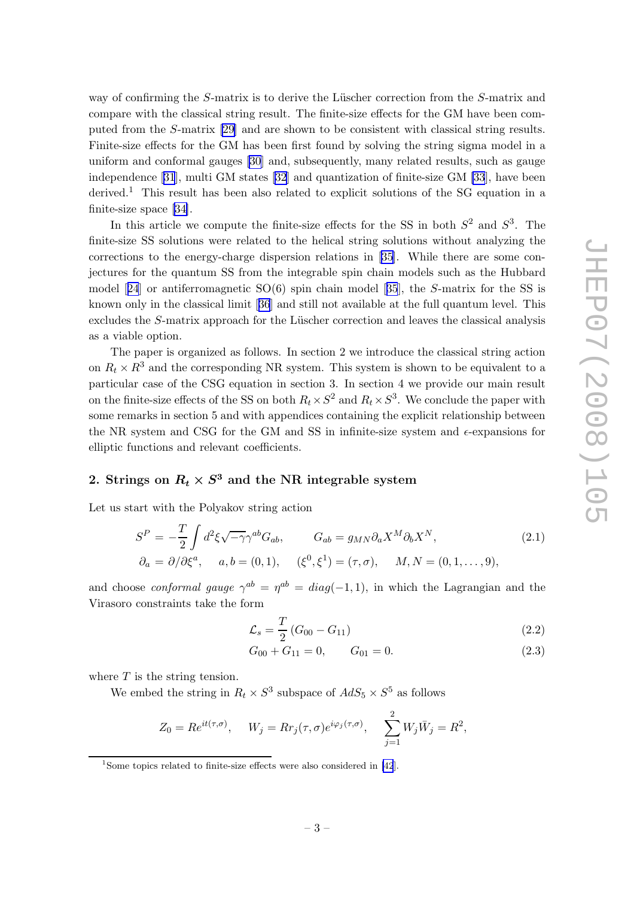way of confirming the $S$-matrix is to derive the Lüscher correction from the $S$-matrix and compare with the classical string result. The finite-size effects for the GM have been computed from the $S$-matrix [29] and are shown to be consistent with classical string results. Finite-size effects for the GM has been first found by solving the string sigma model in a uniform and conformal gauges [30] and, subsequently, many related results, such as gauge independence [31], multi GM states [32] and quantization of finite-size GM [33], have been derived.[1] This result has been also related to explicit solutions of the SG equation in a finite-size space [34].

In this article we compute the finite-size effects for the SS in both $S^2$ and $S^3$. The finite-size SS solutions were related to the helical string solutions without analyzing the corrections to the energy-charge dispersion relations in [35]. While there are some conjectures for the quantum SS from the integrable spin chain models such as the Hubbard model [24] or antiferromagnetic SO(6) spin chain model [35], the $S$-matrix for the SS is known only in the classical limit [36] and still not available at the full quantum level. This excludes the $S$-matrix approach for the Lüscher correction and leaves the classical analysis as a viable option.

The paper is organized as follows. In section 2 we introduce the classical string action on $R_t \times R^3$ and the corresponding NR system. This system is shown to be equivalent to a particular case of the CSG equation in section 3. In section 4 we provide our main result on the finite-size effects of the SS on both $R_t \times S^2$ and $R_t \times S^3$. We conclude the paper with some remarks in section 5 and with appendices containing the explicit relationship between the NR system and CSG for the GM and SS in infinite-size system and $\epsilon$-expansions for elliptic functions and relevant coefficients.

## 2. Strings on $R_t \times S^3$ and the NR integrable system

Let us start with the Polyakov string action

$$
\begin{aligned}
S^P &= -\frac{T}{2}\int d^2\xi \sqrt{-\gamma}\gamma^{ab}G_{ab}, \qquad G_{ab} = g_{MN}\partial_a X^M \partial_b X^N, \\
\partial_a &= \partial/\partial\xi^a, \quad a,b=(0,1), \quad (\xi^0,\xi^1)=(\tau,\sigma), \quad M,N=(0,1,\ldots,9),
\end{aligned}
\tag{2.1}
$$

and choose *conformal gauge* $\gamma^{ab} = \eta^{ab} = diag(-1,1)$, in which the Lagrangian and the Virasoro constraints take the form

$$
\mathcal{L}_s = \frac{T}{2}\left(G_{00} - G_{11}\right) \tag{2.2}
$$

$$
G_{00} + G_{11} = 0, \qquad G_{01} = 0. \tag{2.3}
$$

where $T$ is the string tension.

We embed the string in $R_t \times S^3$ subspace of $AdS_5 \times S^5$ as follows

$$
Z_0 = Re^{it(\tau,\sigma)}, \qquad W_j = Rr_j(\tau,\sigma)e^{i\varphi_j(\tau,\sigma)}, \qquad \sum_{j=1}^{2} W_j \bar{W}_j = R^2,
$$

[1] Some topics related to finite-size effects were also considered in [42].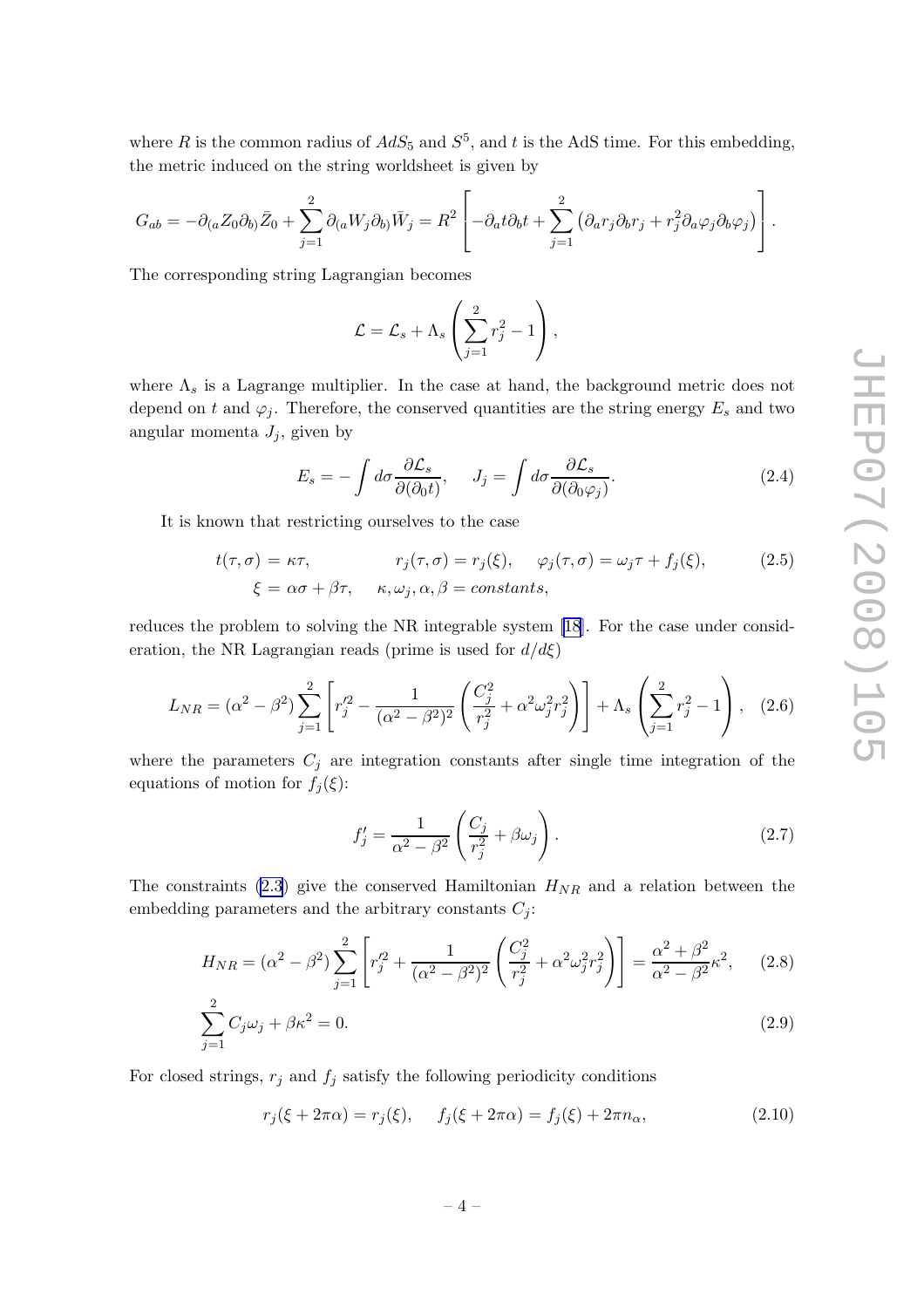where $R$ is the common radius of $AdS_5$ and $S^5$, and $t$ is the AdS time. For this embedding, the metric induced on the string worldsheet is given by

$$G_{ab} = -\partial_{(a} Z_0 \partial_{b)} \bar{Z}_0 + \sum_{j=1}^{2} \partial_{(a} W_j \partial_{b)} \bar{W}_j = R^2 \left[ -\partial_a t \partial_b t + \sum_{j=1}^{2} \left( \partial_a r_j \partial_b r_j + r_j^2 \partial_a \varphi_j \partial_b \varphi_j \right) \right].$$

The corresponding string Lagrangian becomes

$$\mathcal{L} = \mathcal{L}_s + \Lambda_s \left( \sum_{j=1}^{2} r_j^2 - 1 \right),$$

where $\Lambda_s$ is a Lagrange multiplier. In the case at hand, the background metric does not depend on $t$ and $\varphi_j$. Therefore, the conserved quantities are the string energy $E_s$ and two angular momenta $J_j$, given by

$$E_s = -\int d\sigma \frac{\partial \mathcal{L}_s}{\partial(\partial_0 t)}, \quad J_j = \int d\sigma \frac{\partial \mathcal{L}_s}{\partial(\partial_0 \varphi_j)}. \tag{2.4}$$

It is known that restricting ourselves to the case

$$\begin{aligned} t(\tau, \sigma) &= \kappa\tau, \qquad\qquad r_j(\tau, \sigma) = r_j(\xi), \quad \varphi_j(\tau, \sigma) = \omega_j \tau + f_j(\xi), \\ \xi &= \alpha\sigma + \beta\tau, \quad \kappa, \omega_j, \alpha, \beta = constants, \end{aligned} \tag{2.5}$$

reduces the problem to solving the NR integrable system [18]. For the case under consideration, the NR Lagrangian reads (prime is used for $d/d\xi$)

$$L_{NR} = (\alpha^2 - \beta^2) \sum_{j=1}^{2} \left[ r_j'^2 - \frac{1}{(\alpha^2 - \beta^2)^2} \left( \frac{C_j^2}{r_j^2} + \alpha^2 \omega_j^2 r_j^2 \right) \right] + \Lambda_s \left( \sum_{j=1}^{2} r_j^2 - 1 \right), \tag{2.6}$$

where the parameters $C_j$ are integration constants after single time integration of the equations of motion for $f_j(\xi)$:

$$f_j' = \frac{1}{\alpha^2 - \beta^2} \left( \frac{C_j}{r_j^2} + \beta\omega_j \right). \tag{2.7}$$

The constraints (2.3) give the conserved Hamiltonian $H_{NR}$ and a relation between the embedding parameters and the arbitrary constants $C_j$:

$$H_{NR} = (\alpha^2 - \beta^2) \sum_{j=1}^{2} \left[ r_j'^2 + \frac{1}{(\alpha^2 - \beta^2)^2} \left( \frac{C_j^2}{r_j^2} + \alpha^2 \omega_j^2 r_j^2 \right) \right] = \frac{\alpha^2 + \beta^2}{\alpha^2 - \beta^2} \kappa^2, \tag{2.8}$$

$$\sum_{j=1}^{2} C_j \omega_j + \beta\kappa^2 = 0. \tag{2.9}$$

For closed strings, $r_j$ and $f_j$ satisfy the following periodicity conditions

$$r_j(\xi + 2\pi\alpha) = r_j(\xi), \quad f_j(\xi + 2\pi\alpha) = f_j(\xi) + 2\pi n_\alpha, \tag{2.10}$$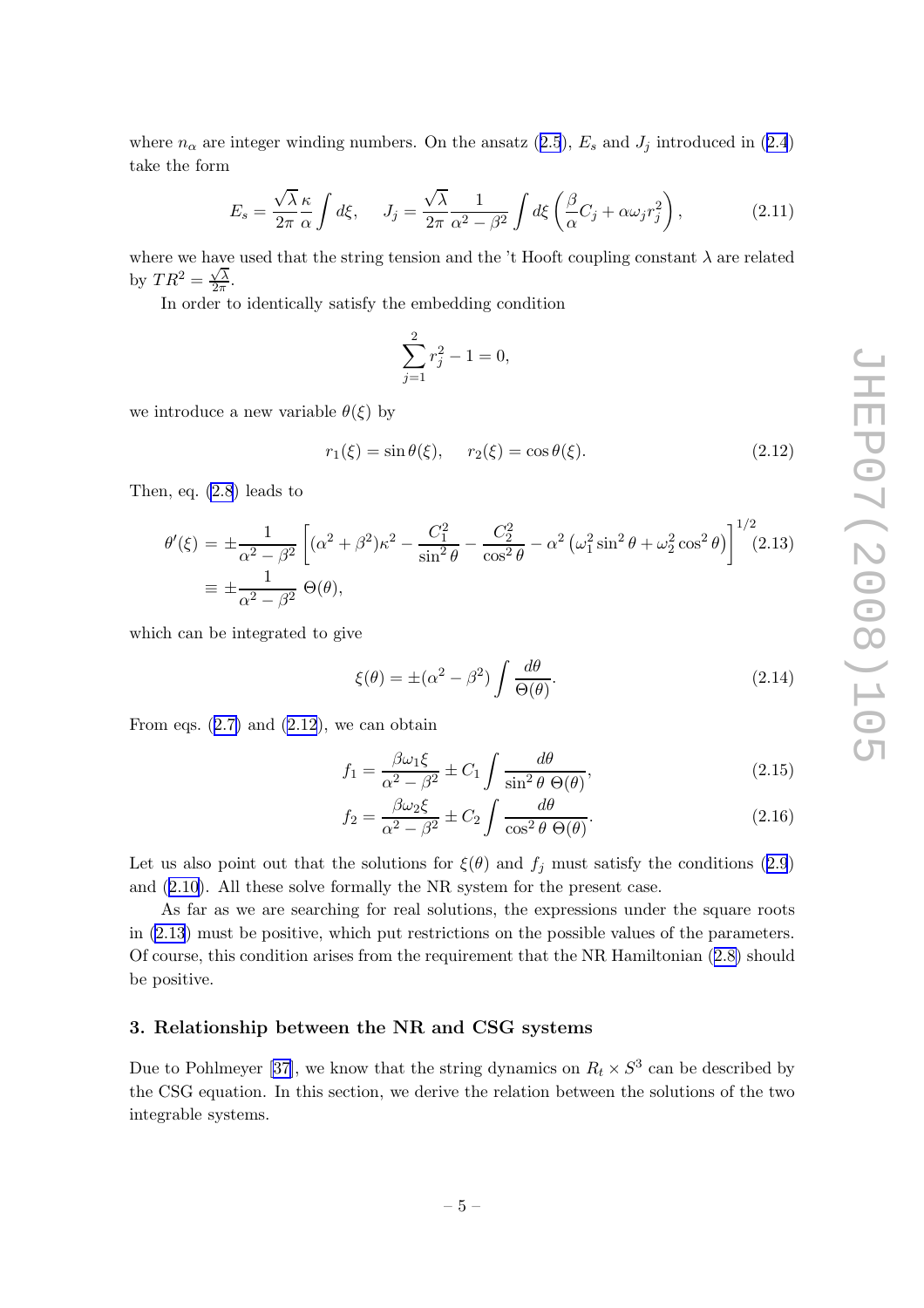where $n_\alpha$ are integer winding numbers. On the ansatz (2.5), $E_s$ and $J_j$ introduced in (2.4) take the form

$$E_s = \frac{\sqrt{\lambda}}{2\pi}\frac{\kappa}{\alpha}\int d\xi, \quad J_j = \frac{\sqrt{\lambda}}{2\pi}\frac{1}{\alpha^2-\beta^2}\int d\xi \left(\frac{\beta}{\alpha}C_j + \alpha\omega_j r_j^2\right), \tag{2.11}$$

where we have used that the string tension and the 't Hooft coupling constant $\lambda$ are related by $TR^2 = \frac{\sqrt{\lambda}}{2\pi}$.

In order to identically satisfy the embedding condition

$$\sum_{j=1}^{2} r_j^2 - 1 = 0,$$

we introduce a new variable $\theta(\xi)$ by

$$r_1(\xi) = \sin\theta(\xi), \quad r_2(\xi) = \cos\theta(\xi). \tag{2.12}$$

Then, eq. (2.8) leads to

$$\begin{aligned}\theta'(\xi) &= \pm\frac{1}{\alpha^2-\beta^2}\left[(\alpha^2+\beta^2)\kappa^2 - \frac{C_1^2}{\sin^2\theta} - \frac{C_2^2}{\cos^2\theta} - \alpha^2\left(\omega_1^2\sin^2\theta + \omega_2^2\cos^2\theta\right)\right]^{1/2} \\ &\equiv \pm\frac{1}{\alpha^2-\beta^2}\,\Theta(\theta),\end{aligned} \tag{2.13}$$

which can be integrated to give

$$\xi(\theta) = \pm(\alpha^2-\beta^2)\int\frac{d\theta}{\Theta(\theta)}. \tag{2.14}$$

From eqs. (2.7) and (2.12), we can obtain

$$f_1 = \frac{\beta\omega_1\xi}{\alpha^2-\beta^2} \pm C_1\int\frac{d\theta}{\sin^2\theta\ \Theta(\theta)}, \tag{2.15}$$

$$f_2 = \frac{\beta\omega_2\xi}{\alpha^2-\beta^2} \pm C_2\int\frac{d\theta}{\cos^2\theta\ \Theta(\theta)}. \tag{2.16}$$

Let us also point out that the solutions for $\xi(\theta)$ and $f_j$ must satisfy the conditions (2.9) and (2.10). All these solve formally the NR system for the present case.

As far as we are searching for real solutions, the expressions under the square roots in (2.13) must be positive, which put restrictions on the possible values of the parameters. Of course, this condition arises from the requirement that the NR Hamiltonian (2.8) should be positive.

## 3. Relationship between the NR and CSG systems

Due to Pohlmeyer [37], we know that the string dynamics on $R_t \times S^3$ can be described by the CSG equation. In this section, we derive the relation between the solutions of the two integrable systems.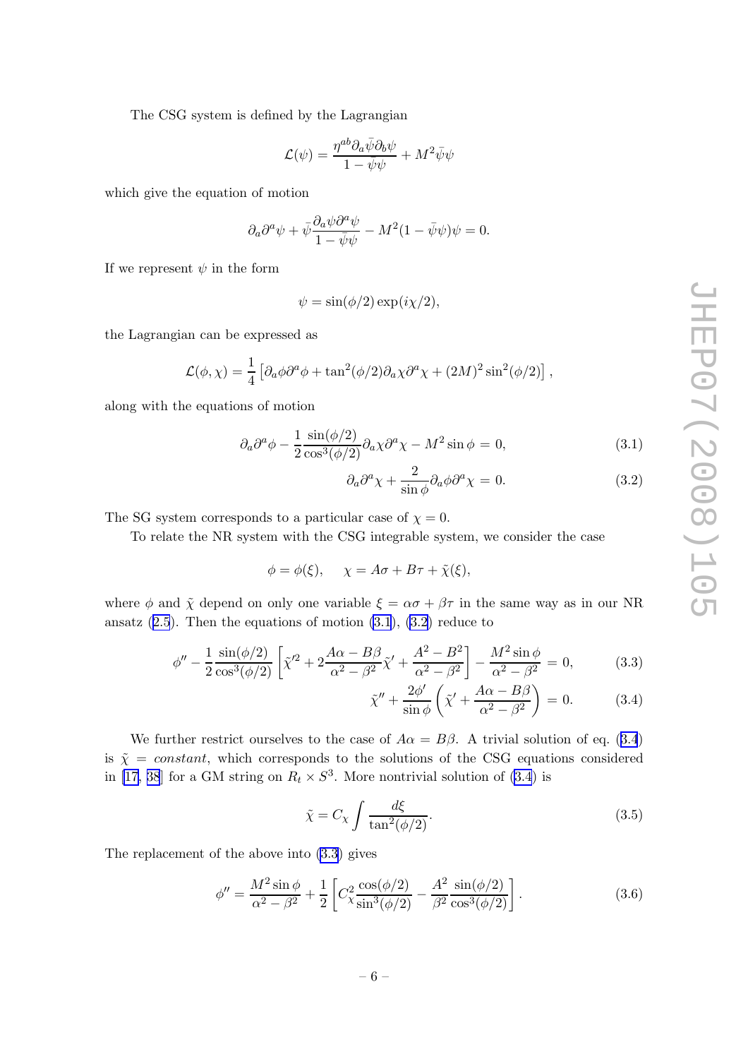The CSG system is defined by the Lagrangian

$$\mathcal{L}(\psi) = \frac{\eta^{ab}\partial_a\bar{\psi}\partial_b\psi}{1-\bar{\psi}\psi} + M^2\bar{\psi}\psi$$

which give the equation of motion

$$\partial_a\partial^a\psi + \bar{\psi}\frac{\partial_a\psi\partial^a\psi}{1-\bar{\psi}\psi} - M^2(1-\bar{\psi}\psi)\psi = 0.$$

If we represent $\psi$ in the form

$$\psi = \sin(\phi/2)\exp(i\chi/2),$$

the Lagrangian can be expressed as

$$\mathcal{L}(\phi,\chi) = \frac{1}{4}\left[\partial_a\phi\partial^a\phi + \tan^2(\phi/2)\partial_a\chi\partial^a\chi + (2M)^2\sin^2(\phi/2)\right],$$

along with the equations of motion

$$\partial_a\partial^a\phi - \frac{1}{2}\frac{\sin(\phi/2)}{\cos^3(\phi/2)}\partial_a\chi\partial^a\chi - M^2\sin\phi = 0, \tag{3.1}$$

$$\partial_a\partial^a\chi + \frac{2}{\sin\phi}\partial_a\phi\partial^a\chi = 0. \tag{3.2}$$

The SG system corresponds to a particular case of $\chi = 0$.

To relate the NR system with the CSG integrable system, we consider the case

$$\phi = \phi(\xi), \quad \chi = A\sigma + B\tau + \tilde{\chi}(\xi),$$

where $\phi$ and $\tilde{\chi}$ depend on only one variable $\xi = \alpha\sigma + \beta\tau$ in the same way as in our NR ansatz (2.5). Then the equations of motion (3.1), (3.2) reduce to

$$\phi'' - \frac{1}{2}\frac{\sin(\phi/2)}{\cos^3(\phi/2)}\left[\tilde{\chi}'^2 + 2\frac{A\alpha - B\beta}{\alpha^2-\beta^2}\tilde{\chi}' + \frac{A^2-B^2}{\alpha^2-\beta^2}\right] - \frac{M^2\sin\phi}{\alpha^2-\beta^2} = 0, \tag{3.3}$$

$$\tilde{\chi}'' + \frac{2\phi'}{\sin\phi}\left(\tilde{\chi}' + \frac{A\alpha - B\beta}{\alpha^2-\beta^2}\right) = 0. \tag{3.4}$$

We further restrict ourselves to the case of $A\alpha = B\beta$. A trivial solution of eq. (3.4) is $\tilde{\chi} = constant$, which corresponds to the solutions of the CSG equations considered in [17, 38] for a GM string on $R_t \times S^3$. More nontrivial solution of (3.4) is

$$\tilde{\chi} = C_\chi \int \frac{d\xi}{\tan^2(\phi/2)}. \tag{3.5}$$

The replacement of the above into (3.3) gives

$$\phi'' = \frac{M^2\sin\phi}{\alpha^2-\beta^2} + \frac{1}{2}\left[C_\chi^2\frac{\cos(\phi/2)}{\sin^3(\phi/2)} - \frac{A^2}{\beta^2}\frac{\sin(\phi/2)}{\cos^3(\phi/2)}\right]. \tag{3.6}$$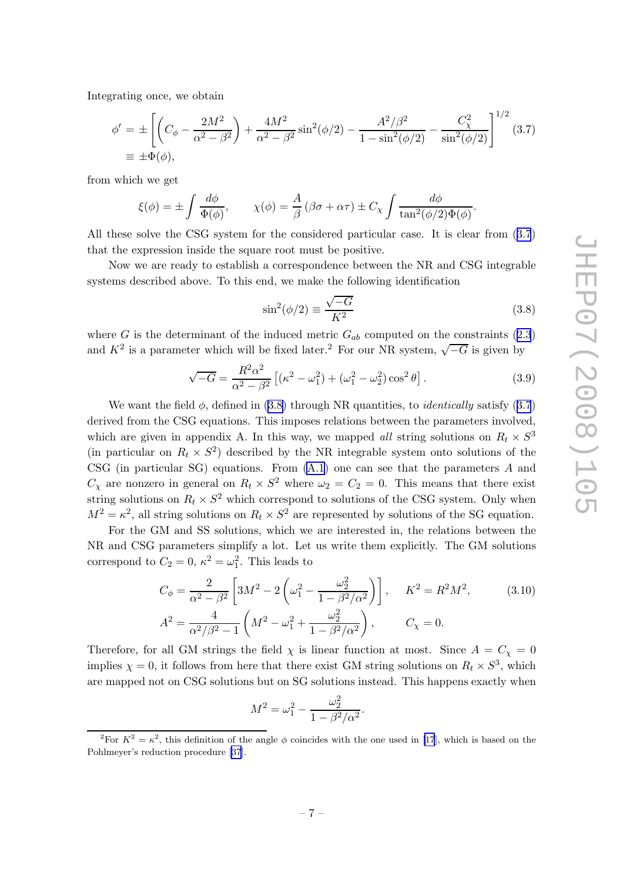Integrating once, we obtain

$$
\begin{aligned}
\phi' &= \pm \left[ \left( C_\phi - \frac{2M^2}{\alpha^2 - \beta^2} \right) + \frac{4M^2}{\alpha^2 - \beta^2} \sin^2(\phi/2) - \frac{A^2/\beta^2}{1 - \sin^2(\phi/2)} - \frac{C_\chi^2}{\sin^2(\phi/2)} \right]^{1/2} \\
&\equiv \pm \Phi(\phi),
\end{aligned}
\tag{3.7}
$$

from which we get

$$
\xi(\phi) = \pm \int \frac{d\phi}{\Phi(\phi)}, \qquad \chi(\phi) = \frac{A}{\beta}\left(\beta\sigma + \alpha\tau\right) \pm C_\chi \int \frac{d\phi}{\tan^2(\phi/2)\Phi(\phi)}.
$$

All these solve the CSG system for the considered particular case. It is clear from (3.7) that the expression inside the square root must be positive.

Now we are ready to establish a correspondence between the NR and CSG integrable systems described above. To this end, we make the following identification

$$
\sin^2(\phi/2) \equiv \frac{\sqrt{-G}}{K^2} \tag{3.8}
$$

where $G$ is the determinant of the induced metric $G_{ab}$ computed on the constraints (2.3) and $K^2$ is a parameter which will be fixed later.[2] For our NR system, $\sqrt{-G}$ is given by

$$
\sqrt{-G} = \frac{R^2\alpha^2}{\alpha^2 - \beta^2}\left[ (\kappa^2 - \omega_1^2) + (\omega_1^2 - \omega_2^2)\cos^2\theta \right]. \tag{3.9}
$$

We want the field $\phi$, defined in (3.8) through NR quantities, to *identically* satisfy (3.7) derived from the CSG equations. This imposes relations between the parameters involved, which are given in appendix A. In this way, we mapped *all* string solutions on $R_t \times S^3$ (in particular on $R_t \times S^2$) described by the NR integrable system onto solutions of the CSG (in particular SG) equations. From (A.1) one can see that the parameters $A$ and $C_\chi$ are nonzero in general on $R_t \times S^2$ where $\omega_2 = C_2 = 0$. This means that there exist string solutions on $R_t \times S^2$ which correspond to solutions of the CSG system. Only when $M^2 = \kappa^2$, all string solutions on $R_t \times S^2$ are represented by solutions of the SG equation.

For the GM and SS solutions, which we are interested in, the relations between the NR and CSG parameters simplify a lot. Let us write them explicitly. The GM solutions correspond to $C_2 = 0$, $\kappa^2 = \omega_1^2$. This leads to

$$
\begin{aligned}
C_\phi &= \frac{2}{\alpha^2 - \beta^2}\left[ 3M^2 - 2\left( \omega_1^2 - \frac{\omega_2^2}{1 - \beta^2/\alpha^2} \right) \right], \qquad K^2 = R^2 M^2, \\
A^2 &= \frac{4}{\alpha^2/\beta^2 - 1}\left( M^2 - \omega_1^2 + \frac{\omega_2^2}{1 - \beta^2/\alpha^2} \right), \qquad C_\chi = 0.
\end{aligned}
\tag{3.10}
$$

Therefore, for all GM strings the field $\chi$ is linear function at most. Since $A = C_\chi = 0$ implies $\chi = 0$, it follows from here that there exist GM string solutions on $R_t \times S^3$, which are mapped not on CSG solutions but on SG solutions instead. This happens exactly when

$$
M^2 = \omega_1^2 - \frac{\omega_2^2}{1 - \beta^2/\alpha^2}.
$$

[2] For $K^2 = \kappa^2$, this definition of the angle $\phi$ coincides with the one used in [17], which is based on the Pohlmeyer's reduction procedure [37].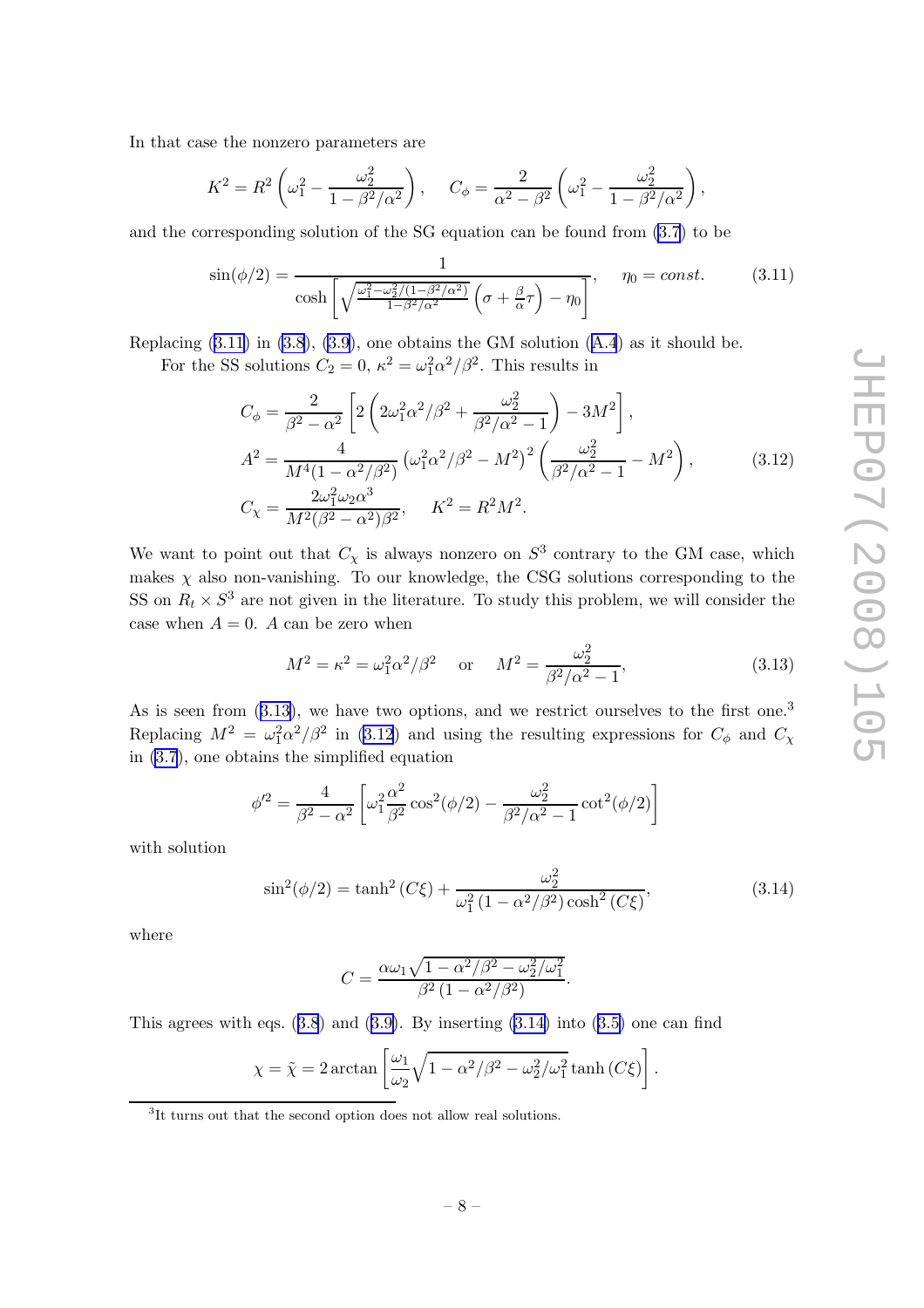In that case the nonzero parameters are

$$K^2 = R^2 \left( \omega_1^2 - \frac{\omega_2^2}{1 - \beta^2/\alpha^2} \right), \quad C_\phi = \frac{2}{\alpha^2 - \beta^2} \left( \omega_1^2 - \frac{\omega_2^2}{1 - \beta^2/\alpha^2} \right),$$

and the corresponding solution of the SG equation can be found from (3.7) to be

$$\sin(\phi/2) = \frac{1}{\cosh\left[ \sqrt{\frac{\omega_1^2 - \omega_2^2/(1-\beta^2/\alpha^2)}{1-\beta^2/\alpha^2}} \left( \sigma + \frac{\beta}{\alpha}\tau \right) - \eta_0 \right]}, \quad \eta_0 = const. \tag{3.11}$$

Replacing (3.11) in (3.8), (3.9), one obtains the GM solution (A.4) as it should be.

For the SS solutions $C_2 = 0$, $\kappa^2 = \omega_1^2\alpha^2/\beta^2$. This results in

$$\begin{aligned}
C_\phi &= \frac{2}{\beta^2 - \alpha^2}\left[ 2\left( 2\omega_1^2\alpha^2/\beta^2 + \frac{\omega_2^2}{\beta^2/\alpha^2 - 1} \right) - 3M^2 \right], \\
A^2 &= \frac{4}{M^4(1 - \alpha^2/\beta^2)} \left( \omega_1^2\alpha^2/\beta^2 - M^2 \right)^2 \left( \frac{\omega_2^2}{\beta^2/\alpha^2 - 1} - M^2 \right), \\
C_\chi &= \frac{2\omega_1^2\omega_2\alpha^3}{M^2(\beta^2 - \alpha^2)\beta^2}, \quad K^2 = R^2 M^2.
\end{aligned} \tag{3.12}$$

We want to point out that $C_\chi$ is always nonzero on $S^3$ contrary to the GM case, which makes $\chi$ also non-vanishing. To our knowledge, the CSG solutions corresponding to the SS on $R_t \times S^3$ are not given in the literature. To study this problem, we will consider the case when $A = 0$. $A$ can be zero when

$$M^2 = \kappa^2 = \omega_1^2\alpha^2/\beta^2 \quad \text{or} \quad M^2 = \frac{\omega_2^2}{\beta^2/\alpha^2 - 1}, \tag{3.13}$$

As is seen from (3.13), we have two options, and we restrict ourselves to the first one.[3] Replacing $M^2 = \omega_1^2\alpha^2/\beta^2$ in (3.12) and using the resulting expressions for $C_\phi$ and $C_\chi$ in (3.7), one obtains the simplified equation

$$\phi'^2 = \frac{4}{\beta^2 - \alpha^2}\left[ \omega_1^2 \frac{\alpha^2}{\beta^2}\cos^2(\phi/2) - \frac{\omega_2^2}{\beta^2/\alpha^2 - 1}\cot^2(\phi/2) \right]$$

with solution

$$\sin^2(\phi/2) = \tanh^2(C\xi) + \frac{\omega_2^2}{\omega_1^2\left(1 - \alpha^2/\beta^2\right)\cosh^2(C\xi)}, \tag{3.14}$$

where

$$C = \frac{\alpha\omega_1\sqrt{1 - \alpha^2/\beta^2 - \omega_2^2/\omega_1^2}}{\beta^2\left(1 - \alpha^2/\beta^2\right)}.$$

This agrees with eqs. (3.8) and (3.9). By inserting (3.14) into (3.5) one can find

$$\chi = \tilde{\chi} = 2\arctan\left[ \frac{\omega_1}{\omega_2}\sqrt{1 - \alpha^2/\beta^2 - \omega_2^2/\omega_1^2}\tanh(C\xi) \right].$$

[3] It turns out that the second option does not allow real solutions.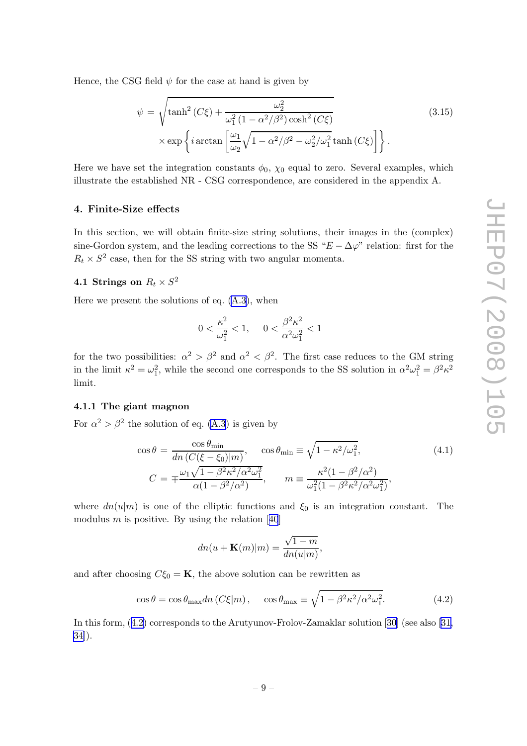Hence, the CSG field $\psi$ for the case at hand is given by

$$\psi = \sqrt{\tanh^2(C\xi) + \frac{\omega_2^2}{\omega_1^2(1-\alpha^2/\beta^2)\cosh^2(C\xi)}} \times \exp\left\{ i \arctan\left[ \frac{\omega_1}{\omega_2}\sqrt{1-\alpha^2/\beta^2-\omega_2^2/\omega_1^2}\tanh(C\xi)\right]\right\}. \tag{3.15}$$

Here we have set the integration constants $\phi_0$, $\chi_0$ equal to zero. Several examples, which illustrate the established NR - CSG correspondence, are considered in the appendix A.

## 4. Finite-Size effects

In this section, we will obtain finite-size string solutions, their images in the (complex) sine-Gordon system, and the leading corrections to the SS "$E - \Delta\varphi$" relation: first for the $R_t \times S^2$ case, then for the SS string with two angular momenta.

### 4.1 Strings on $R_t \times S^2$

Here we present the solutions of eq. (A.3), when

$$0 < \frac{\kappa^2}{\omega_1^2} < 1, \quad 0 < \frac{\beta^2\kappa^2}{\alpha^2\omega_1^2} < 1$$

for the two possibilities: $\alpha^2 > \beta^2$ and $\alpha^2 < \beta^2$. The first case reduces to the GM string in the limit $\kappa^2 = \omega_1^2$, while the second one corresponds to the SS solution in $\alpha^2\omega_1^2 = \beta^2\kappa^2$ limit.

#### 4.1.1 The giant magnon

For $\alpha^2 > \beta^2$ the solution of eq. (A.3) is given by

$$\cos\theta = \frac{\cos\theta_{\min}}{dn\left(C(\xi-\xi_0)|m\right)}, \quad \cos\theta_{\min} \equiv \sqrt{1-\kappa^2/\omega_1^2}, \tag{4.1}$$
$$C = \mp\frac{\omega_1\sqrt{1-\beta^2\kappa^2/\alpha^2\omega_1^2}}{\alpha(1-\beta^2/\alpha^2)}, \quad m \equiv \frac{\kappa^2(1-\beta^2/\alpha^2)}{\omega_1^2(1-\beta^2\kappa^2/\alpha^2\omega_1^2)},$$

where $dn(u|m)$ is one of the elliptic functions and $\xi_0$ is an integration constant. The modulus $m$ is positive. By using the relation [40]

$$dn(u+\mathbf{K}(m)|m) = \frac{\sqrt{1-m}}{dn(u|m)},$$

and after choosing $C\xi_0 = \mathbf{K}$, the above solution can be rewritten as

$$\cos\theta = \cos\theta_{\max} dn\left(C\xi|m\right), \quad \cos\theta_{\max} \equiv \sqrt{1-\beta^2\kappa^2/\alpha^2\omega_1^2}. \tag{4.2}$$

In this form, (4.2) corresponds to the Arutyunov-Frolov-Zamaklar solution [30] (see also [31, 34]).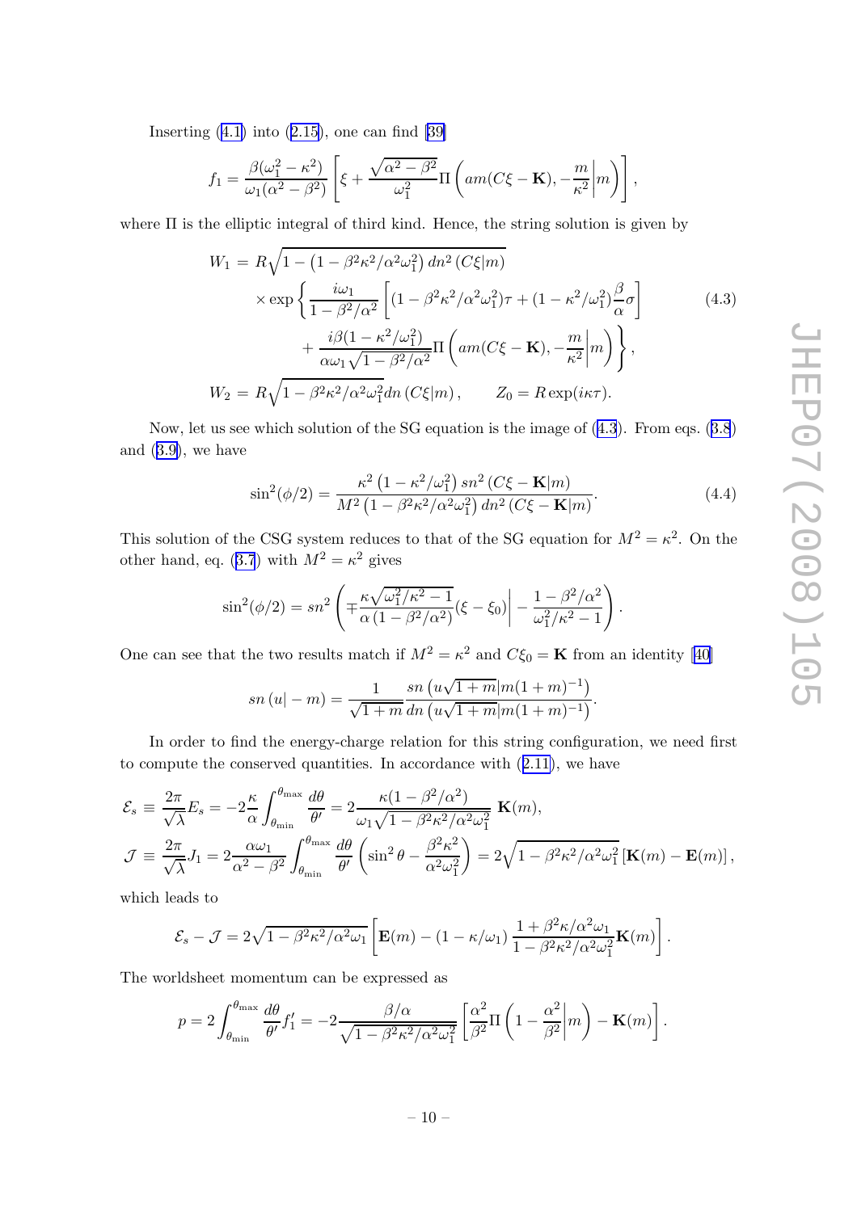Inserting (4.1) into (2.15), one can find [39]

$$f_1 = \frac{\beta(\omega_1^2 - \kappa^2)}{\omega_1(\alpha^2 - \beta^2)} \left[ \xi + \frac{\sqrt{\alpha^2 - \beta^2}}{\omega_1^2} \Pi \left( am(C\xi - \mathbf{K}), -\frac{m}{\kappa^2} \middle| m \right) \right],$$

where $\Pi$ is the elliptic integral of third kind. Hence, the string solution is given by

$$\begin{aligned} W_1 &= R\sqrt{1 - \left(1 - \beta^2\kappa^2/\alpha^2\omega_1^2\right) dn^2\left(C\xi|m\right)} \\ &\times \exp\left\{ \frac{i\omega_1}{1 - \beta^2/\alpha^2} \left[ (1 - \beta^2\kappa^2/\alpha^2\omega_1^2)\tau + (1 - \kappa^2/\omega_1^2)\frac{\beta}{\alpha}\sigma \right] \right. \\ &\left. + \frac{i\beta(1 - \kappa^2/\omega_1^2)}{\alpha\omega_1\sqrt{1 - \beta^2/\alpha^2}} \Pi\left( am(C\xi - \mathbf{K}), -\frac{m}{\kappa^2}\middle| m \right) \right\}, \\ W_2 &= R\sqrt{1 - \beta^2\kappa^2/\alpha^2\omega_1^2} dn\left(C\xi|m\right), \qquad Z_0 = R\exp(i\kappa\tau). \end{aligned} \tag{4.3}$$

Now, let us see which solution of the SG equation is the image of (4.3). From eqs. (3.8) and (3.9), we have

$$\sin^2(\phi/2) = \frac{\kappa^2\left(1 - \kappa^2/\omega_1^2\right) sn^2\left(C\xi - \mathbf{K}|m\right)}{M^2\left(1 - \beta^2\kappa^2/\alpha^2\omega_1^2\right) dn^2\left(C\xi - \mathbf{K}|m\right)}. \tag{4.4}$$

This solution of the CSG system reduces to that of the SG equation for $M^2 = \kappa^2$. On the other hand, eq. (3.7) with $M^2 = \kappa^2$ gives

$$\sin^2(\phi/2) = sn^2\left( \mp\frac{\kappa\sqrt{\omega_1^2/\kappa^2 - 1}}{\alpha\left(1 - \beta^2/\alpha^2\right)}(\xi - \xi_0) \middle| - \frac{1 - \beta^2/\alpha^2}{\omega_1^2/\kappa^2 - 1} \right).$$

One can see that the two results match if $M^2 = \kappa^2$ and $C\xi_0 = \mathbf{K}$ from an identity [40]

$$sn\left(u| - m\right) = \frac{1}{\sqrt{1 + m}} \frac{sn\left(u\sqrt{1 + m}|m(1 + m)^{-1}\right)}{dn\left(u\sqrt{1 + m}|m(1 + m)^{-1}\right)}.$$

In order to find the energy-charge relation for this string configuration, we need first to compute the conserved quantities. In accordance with (2.11), we have

$$\begin{aligned} \mathcal{E}_s &\equiv \frac{2\pi}{\sqrt{\lambda}} E_s = -2\frac{\kappa}{\alpha} \int_{\theta_{\min}}^{\theta_{\max}} \frac{d\theta}{\theta'} = 2\frac{\kappa(1 - \beta^2/\alpha^2)}{\omega_1\sqrt{1 - \beta^2\kappa^2/\alpha^2\omega_1^2}}\ \mathbf{K}(m), \\ \mathcal{J} &\equiv \frac{2\pi}{\sqrt{\lambda}} J_1 = 2\frac{\alpha\omega_1}{\alpha^2 - \beta^2} \int_{\theta_{\min}}^{\theta_{\max}} \frac{d\theta}{\theta'} \left( \sin^2\theta - \frac{\beta^2\kappa^2}{\alpha^2\omega_1^2} \right) = 2\sqrt{1 - \beta^2\kappa^2/\alpha^2\omega_1^2}\left[\mathbf{K}(m) - \mathbf{E}(m)\right], \end{aligned}$$

which leads to

$$\mathcal{E}_s - \mathcal{J} = 2\sqrt{1 - \beta^2\kappa^2/\alpha^2\omega_1}\left[ \mathbf{E}(m) - (1 - \kappa/\omega_1)\frac{1 + \beta^2\kappa/\alpha^2\omega_1}{1 - \beta^2\kappa^2/\alpha^2\omega_1^2}\mathbf{K}(m) \right].$$

The worldsheet momentum can be expressed as

$$p = 2\int_{\theta_{\min}}^{\theta_{\max}} \frac{d\theta}{\theta'} f_1' = -2\frac{\beta/\alpha}{\sqrt{1 - \beta^2\kappa^2/\alpha^2\omega_1^2}} \left[ \frac{\alpha^2}{\beta^2}\Pi\left(1 - \frac{\alpha^2}{\beta^2}\middle| m\right) - \mathbf{K}(m) \right].$$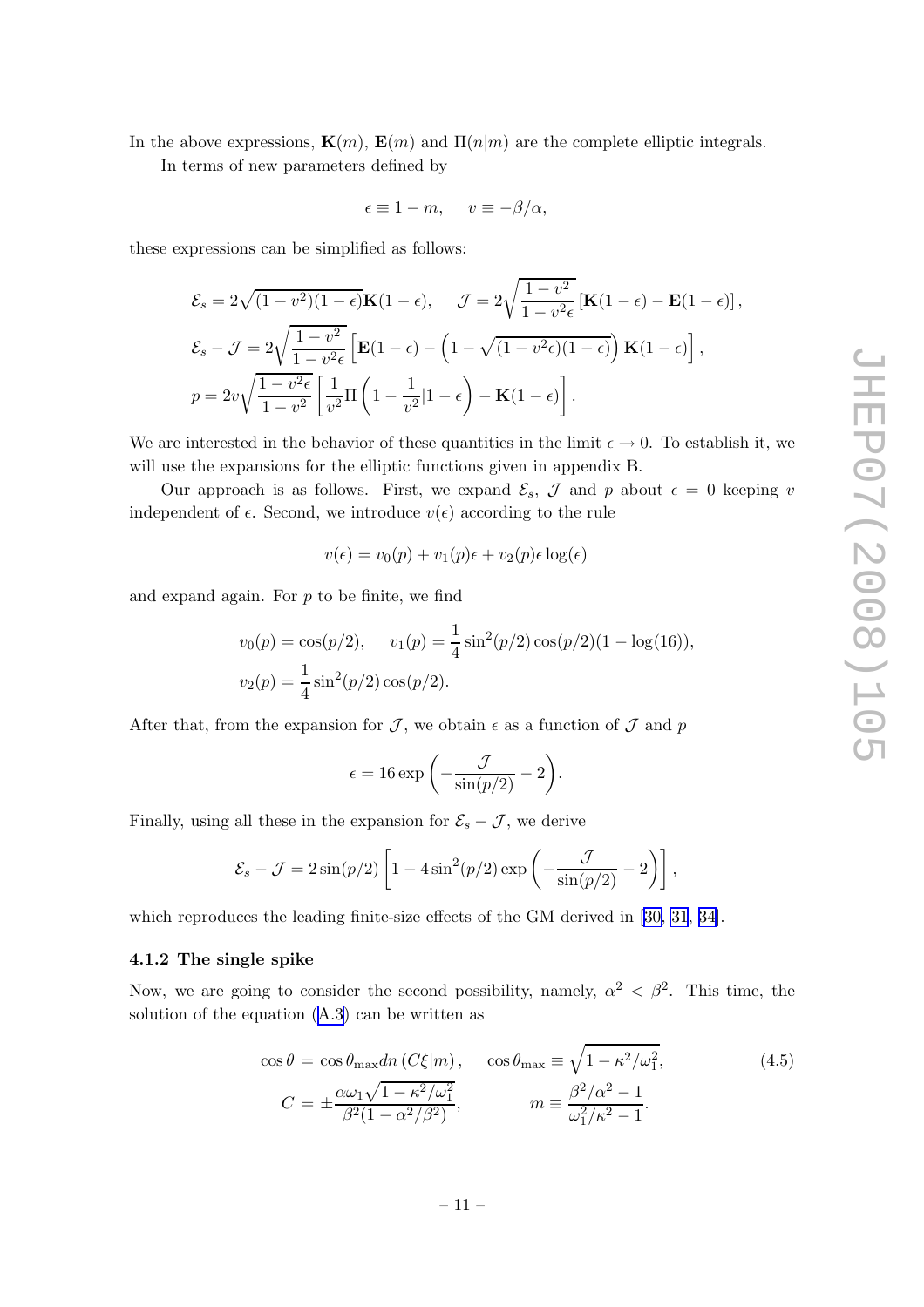In the above expressions, $\mathbf{K}(m)$, $\mathbf{E}(m)$ and $\Pi(n|m)$ are the complete elliptic integrals.

In terms of new parameters defined by

$$\epsilon \equiv 1-m, \quad v \equiv -\beta/\alpha,$$

these expressions can be simplified as follows:

$$\mathcal{E}_s = 2\sqrt{(1-v^2)(1-\epsilon)}\mathbf{K}(1-\epsilon), \quad \mathcal{J} = 2\sqrt{\frac{1-v^2}{1-v^2\epsilon}}\left[\mathbf{K}(1-\epsilon)-\mathbf{E}(1-\epsilon)\right],$$
$$\mathcal{E}_s - \mathcal{J} = 2\sqrt{\frac{1-v^2}{1-v^2\epsilon}}\left[\mathbf{E}(1-\epsilon)-\left(1-\sqrt{(1-v^2\epsilon)(1-\epsilon)}\right)\mathbf{K}(1-\epsilon)\right],$$
$$p = 2v\sqrt{\frac{1-v^2\epsilon}{1-v^2}}\left[\frac{1}{v^2}\Pi\left(1-\frac{1}{v^2}|1-\epsilon\right)-\mathbf{K}(1-\epsilon)\right].$$

We are interested in the behavior of these quantities in the limit $\epsilon \to 0$. To establish it, we will use the expansions for the elliptic functions given in appendix B.

Our approach is as follows. First, we expand $\mathcal{E}_s$, $\mathcal{J}$ and $p$ about $\epsilon = 0$ keeping $v$ independent of $\epsilon$. Second, we introduce $v(\epsilon)$ according to the rule

$$v(\epsilon) = v_0(p) + v_1(p)\epsilon + v_2(p)\epsilon\log(\epsilon)$$

and expand again. For $p$ to be finite, we find

$$v_0(p) = \cos(p/2), \quad v_1(p) = \frac{1}{4}\sin^2(p/2)\cos(p/2)(1-\log(16)),$$
$$v_2(p) = \frac{1}{4}\sin^2(p/2)\cos(p/2).$$

After that, from the expansion for $\mathcal{J}$, we obtain $\epsilon$ as a function of $\mathcal{J}$ and $p$

$$\epsilon = 16\exp\left(-\frac{\mathcal{J}}{\sin(p/2)}-2\right).$$

Finally, using all these in the expansion for $\mathcal{E}_s - \mathcal{J}$, we derive

$$\mathcal{E}_s - \mathcal{J} = 2\sin(p/2)\left[1-4\sin^2(p/2)\exp\left(-\frac{\mathcal{J}}{\sin(p/2)}-2\right)\right],$$

which reproduces the leading finite-size effects of the GM derived in [30, 31, 34].

### 4.1.2 The single spike

Now, we are going to consider the second possibility, namely, $\alpha^2 < \beta^2$. This time, the solution of the equation (A.3) can be written as

$$\cos\theta = \cos\theta_{\max} dn\left(C\xi|m\right), \quad \cos\theta_{\max} \equiv \sqrt{1-\kappa^2/\omega_1^2},$$
$$C = \pm\frac{\alpha\omega_1\sqrt{1-\kappa^2/\omega_1^2}}{\beta^2(1-\alpha^2/\beta^2)}, \qquad m \equiv \frac{\beta^2/\alpha^2-1}{\omega_1^2/\kappa^2-1}. \tag{4.5}$$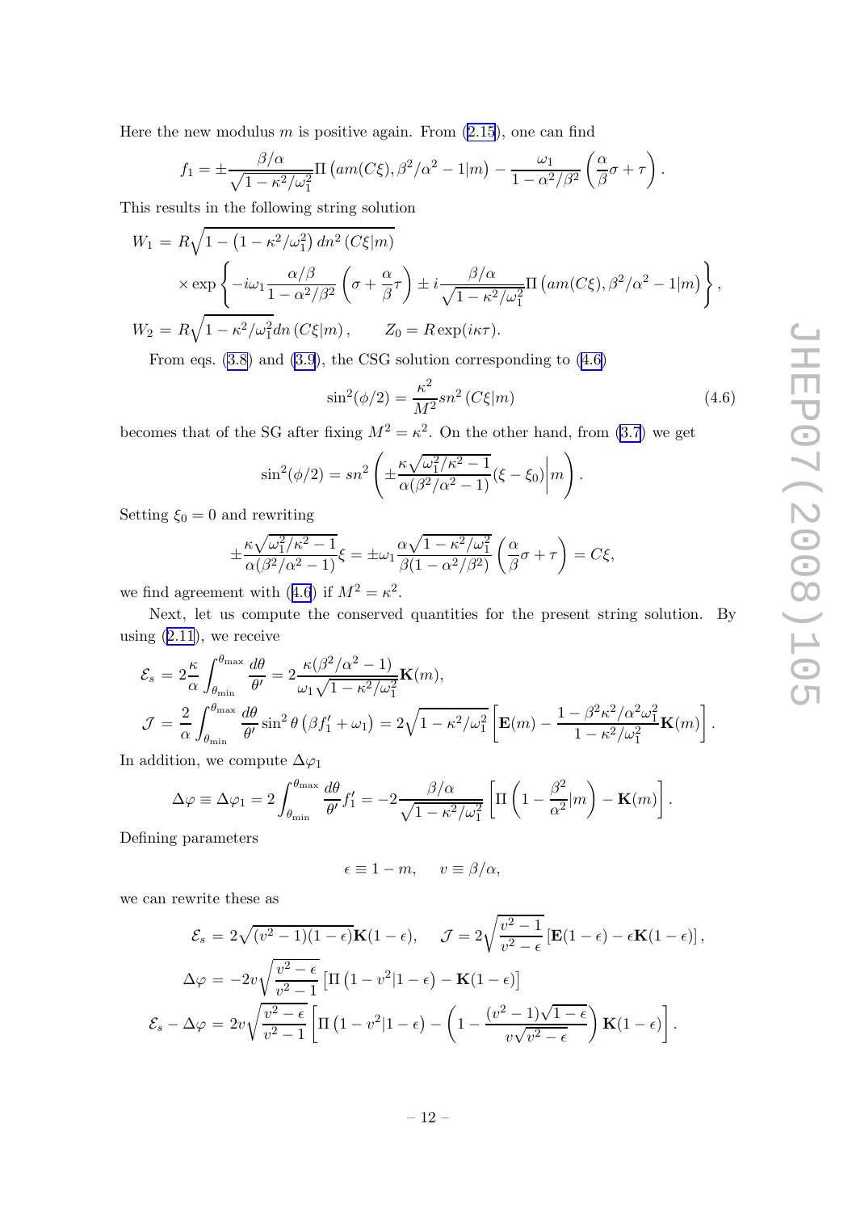Here the new modulus $m$ is positive again. From (2.15), one can find

$$f_1 = \pm\frac{\beta/\alpha}{\sqrt{1-\kappa^2/\omega_1^2}}\Pi\left(am(C\xi), \beta^2/\alpha^2 - 1|m\right) - \frac{\omega_1}{1-\alpha^2/\beta^2}\left(\frac{\alpha}{\beta}\sigma + \tau\right).$$

This results in the following string solution

$$\begin{aligned}
W_1 &= R\sqrt{1-\left(1-\kappa^2/\omega_1^2\right)dn^2\left(C\xi|m\right)} \\
&\quad\times\exp\left\{-i\omega_1\frac{\alpha/\beta}{1-\alpha^2/\beta^2}\left(\sigma+\frac{\alpha}{\beta}\tau\right) \pm i\frac{\beta/\alpha}{\sqrt{1-\kappa^2/\omega_1^2}}\Pi\left(am(C\xi), \beta^2/\alpha^2-1|m\right)\right\}, \\
W_2 &= R\sqrt{1-\kappa^2/\omega_1^2}\,dn\left(C\xi|m\right), \qquad Z_0 = R\exp(i\kappa\tau).
\end{aligned}$$

From eqs. (3.8) and (3.9), the CSG solution corresponding to (4.6)

$$\sin^2(\phi/2) = \frac{\kappa^2}{M^2}sn^2\left(C\xi|m\right) \tag{4.6}$$

becomes that of the SG after fixing $M^2 = \kappa^2$. On the other hand, from (3.7) we get

$$\sin^2(\phi/2) = sn^2\left(\pm\frac{\kappa\sqrt{\omega_1^2/\kappa^2-1}}{\alpha(\beta^2/\alpha^2-1)}(\xi-\xi_0)\middle| m\right).$$

Setting $\xi_0 = 0$ and rewriting

$$\pm\frac{\kappa\sqrt{\omega_1^2/\kappa^2-1}}{\alpha(\beta^2/\alpha^2-1)}\xi = \pm\omega_1\frac{\alpha\sqrt{1-\kappa^2/\omega_1^2}}{\beta(1-\alpha^2/\beta^2)}\left(\frac{\alpha}{\beta}\sigma+\tau\right) = C\xi,$$

we find agreement with (4.6) if $M^2 = \kappa^2$.

Next, let us compute the conserved quantities for the present string solution. By using (2.11), we receive

$$\begin{aligned}
\mathcal{E}_s &= 2\frac{\kappa}{\alpha}\int_{\theta_{\min}}^{\theta_{\max}}\frac{d\theta}{\theta'} = 2\frac{\kappa(\beta^2/\alpha^2-1)}{\omega_1\sqrt{1-\kappa^2/\omega_1^2}}\mathbf{K}(m), \\
\mathcal{J} &= \frac{2}{\alpha}\int_{\theta_{\min}}^{\theta_{\max}}\frac{d\theta}{\theta'}\sin^2\theta\left(\beta f_1' + \omega_1\right) = 2\sqrt{1-\kappa^2/\omega_1^2}\left[\mathbf{E}(m) - \frac{1-\beta^2\kappa^2/\alpha^2\omega_1^2}{1-\kappa^2/\omega_1^2}\mathbf{K}(m)\right].
\end{aligned}$$

In addition, we compute $\Delta\varphi_1$

$$\Delta\varphi \equiv \Delta\varphi_1 = 2\int_{\theta_{\min}}^{\theta_{\max}}\frac{d\theta}{\theta'}f_1' = -2\frac{\beta/\alpha}{\sqrt{1-\kappa^2/\omega_1^2}}\left[\Pi\left(1-\frac{\beta^2}{\alpha^2}|m\right) - \mathbf{K}(m)\right].$$

Defining parameters

$$\epsilon \equiv 1-m, \qquad v \equiv \beta/\alpha,$$

we can rewrite these as

$$\begin{aligned}
\mathcal{E}_s &= 2\sqrt{(v^2-1)(1-\epsilon)}\mathbf{K}(1-\epsilon), \qquad \mathcal{J} = 2\sqrt{\frac{v^2-1}{v^2-\epsilon}}\left[\mathbf{E}(1-\epsilon) - \epsilon\mathbf{K}(1-\epsilon)\right], \\
\Delta\varphi &= -2v\sqrt{\frac{v^2-\epsilon}{v^2-1}}\left[\Pi\left(1-v^2|1-\epsilon\right) - \mathbf{K}(1-\epsilon)\right] \\
\mathcal{E}_s - \Delta\varphi &= 2v\sqrt{\frac{v^2-\epsilon}{v^2-1}}\left[\Pi\left(1-v^2|1-\epsilon\right) - \left(1-\frac{(v^2-1)\sqrt{1-\epsilon}}{v\sqrt{v^2-\epsilon}}\right)\mathbf{K}(1-\epsilon)\right].
\end{aligned}$$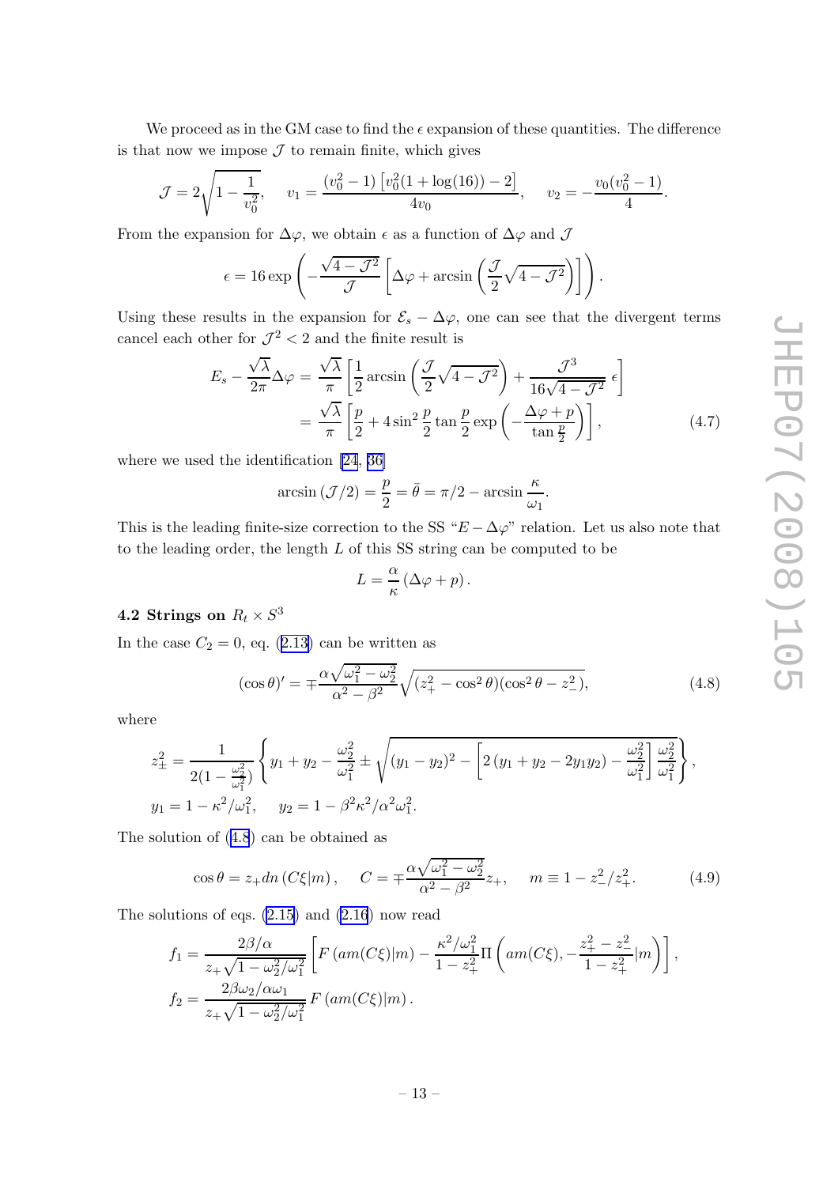We proceed as in the GM case to find the $\epsilon$ expansion of these quantities. The difference is that now we impose $\mathcal{J}$ to remain finite, which gives

$$\mathcal{J} = 2\sqrt{1-\frac{1}{v_0^2}}, \quad v_1 = \frac{(v_0^2-1)\left[v_0^2(1+\log(16))-2\right]}{4v_0}, \quad v_2 = -\frac{v_0(v_0^2-1)}{4}.$$

From the expansion for $\Delta\varphi$, we obtain $\epsilon$ as a function of $\Delta\varphi$ and $\mathcal{J}$

$$\epsilon = 16\exp\left(-\frac{\sqrt{4-\mathcal{J}^2}}{\mathcal{J}}\left[\Delta\varphi + \arcsin\left(\frac{\mathcal{J}}{2}\sqrt{4-\mathcal{J}^2}\right)\right]\right).$$

Using these results in the expansion for $\mathcal{E}_s - \Delta\varphi$, one can see that the divergent terms cancel each other for $\mathcal{J}^2 < 2$ and the finite result is

$$\begin{aligned} E_s - \frac{\sqrt{\lambda}}{2\pi}\Delta\varphi &= \frac{\sqrt{\lambda}}{\pi}\left[\frac{1}{2}\arcsin\left(\frac{\mathcal{J}}{2}\sqrt{4-\mathcal{J}^2}\right) + \frac{\mathcal{J}^3}{16\sqrt{4-\mathcal{J}^2}}\,\epsilon\right] \\ &= \frac{\sqrt{\lambda}}{\pi}\left[\frac{p}{2} + 4\sin^2\frac{p}{2}\tan\frac{p}{2}\exp\left(-\frac{\Delta\varphi+p}{\tan\frac{p}{2}}\right)\right], \end{aligned} \tag{4.7}$$

where we used the identification [24, 36]

$$\arcsin\left(\mathcal{J}/2\right) = \frac{p}{2} = \bar{\theta} = \pi/2 - \arcsin\frac{\kappa}{\omega_1}.$$

This is the leading finite-size correction to the SS "$E - \Delta\varphi$" relation. Let us also note that to the leading order, the length $L$ of this SS string can be computed to be

$$L = \frac{\alpha}{\kappa}\left(\Delta\varphi + p\right).$$

### 4.2 Strings on $R_t \times S^3$

In the case $C_2 = 0$, eq. (2.13) can be written as

$$(\cos\theta)' = \mp\frac{\alpha\sqrt{\omega_1^2-\omega_2^2}}{\alpha^2-\beta^2}\sqrt{(z_+^2-\cos^2\theta)(\cos^2\theta-z_-^2)}, \tag{4.8}$$

where

$$z_\pm^2 = \frac{1}{2(1-\frac{\omega_2^2}{\omega_1^2})}\left\{y_1+y_2-\frac{\omega_2^2}{\omega_1^2} \pm \sqrt{(y_1-y_2)^2 - \left[2\left(y_1+y_2-2y_1y_2\right)-\frac{\omega_2^2}{\omega_1^2}\right]\frac{\omega_2^2}{\omega_1^2}}\right\},$$

$$y_1 = 1-\kappa^2/\omega_1^2, \quad y_2 = 1-\beta^2\kappa^2/\alpha^2\omega_1^2.$$

The solution of (4.8) can be obtained as

$$\cos\theta = z_+ dn\left(C\xi|m\right), \quad C = \mp\frac{\alpha\sqrt{\omega_1^2-\omega_2^2}}{\alpha^2-\beta^2}z_+, \quad m \equiv 1 - z_-^2/z_+^2. \tag{4.9}$$

The solutions of eqs. (2.15) and (2.16) now read

$$f_1 = \frac{2\beta/\alpha}{z_+\sqrt{1-\omega_2^2/\omega_1^2}}\left[F\left(am(C\xi)|m\right) - \frac{\kappa^2/\omega_1^2}{1-z_+^2}\Pi\left(am(C\xi), -\frac{z_+^2-z_-^2}{1-z_+^2}|m\right)\right],$$

$$f_2 = \frac{2\beta\omega_2/\alpha\omega_1}{z_+\sqrt{1-\omega_2^2/\omega_1^2}}F\left(am(C\xi)|m\right).$$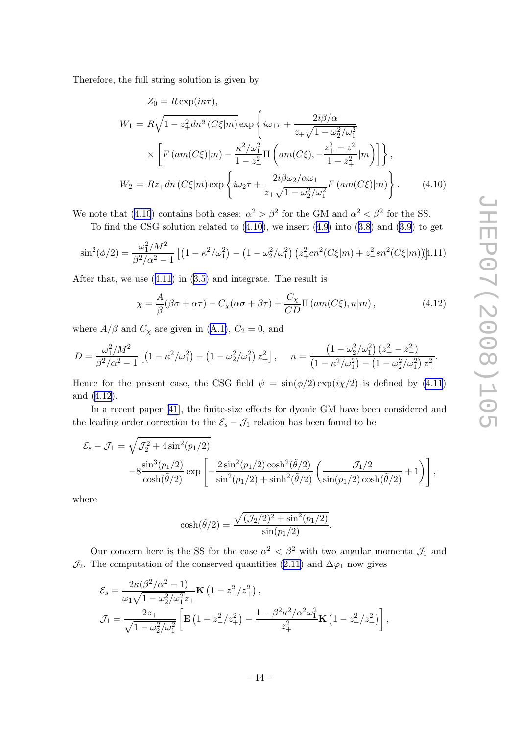Therefore, the full string solution is given by

$$
\begin{aligned}
Z_0 &= R\exp(i\kappa\tau),\\
W_1 &= R\sqrt{1-z_+^2 dn^2\left(C\xi|m\right)}\exp\left\{i\omega_1\tau + \frac{2i\beta/\alpha}{z_+\sqrt{1-\omega_2^2/\omega_1^2}}\right.\\
&\quad\times\left.\left[F\left(am(C\xi)|m\right) - \frac{\kappa^2/\omega_1^2}{1-z_+^2}\Pi\left(am(C\xi), -\frac{z_+^2-z_-^2}{1-z_+^2}|m\right)\right]\right\},\\
W_2 &= Rz_+ dn\left(C\xi|m\right)\exp\left\{i\omega_2\tau + \frac{2i\beta\omega_2/\alpha\omega_1}{z_+\sqrt{1-\omega_2^2/\omega_1^2}}F\left(am(C\xi)|m\right)\right\}.
\end{aligned}
\tag{4.10}
$$

We note that (4.10) contains both cases: $\alpha^2 > \beta^2$ for the GM and $\alpha^2 < \beta^2$ for the SS.

To find the CSG solution related to (4.10), we insert (4.9) into (3.8) and (3.9) to get

$$
\sin^2(\phi/2) = \frac{\omega_1^2/M^2}{\beta^2/\alpha^2-1}\left[\left(1-\kappa^2/\omega_1^2\right) - \left(1-\omega_2^2/\omega_1^2\right)\left(z_+^2 cn^2(C\xi|m) + z_-^2 sn^2(C\xi|m)\right)\right]. \tag{4.11}
$$

After that, we use (4.11) in (3.5) and integrate. The result is

$$
\chi = \frac{A}{\beta}(\beta\sigma+\alpha\tau) - C_\chi(\alpha\sigma+\beta\tau) + \frac{C_\chi}{CD}\Pi\left(am(C\xi), n|m\right), \tag{4.12}
$$

where $A/\beta$ and $C_\chi$ are given in (A.1), $C_2 = 0$, and

$$
D = \frac{\omega_1^2/M^2}{\beta^2/\alpha^2-1}\left[\left(1-\kappa^2/\omega_1^2\right) - \left(1-\omega_2^2/\omega_1^2\right)z_+^2\right], \quad n = \frac{\left(1-\omega_2^2/\omega_1^2\right)\left(z_+^2-z_-^2\right)}{\left(1-\kappa^2/\omega_1^2\right) - \left(1-\omega_2^2/\omega_1^2\right)z_+^2}.
$$

Hence for the present case, the CSG field $\psi = \sin(\phi/2)\exp(i\chi/2)$ is defined by (4.11) and (4.12).

In a recent paper [41], the finite-size effects for dyonic GM have been considered and the leading order correction to the $\mathcal{E}_s - \mathcal{J}_1$ relation has been found to be

$$
\begin{aligned}
\mathcal{E}_s - \mathcal{J}_1 &= \sqrt{\mathcal{J}_2^2 + 4\sin^2(p_1/2)}\\
&\quad - 8\frac{\sin^3(p_1/2)}{\cosh(\tilde{\theta}/2)}\exp\left[-\frac{2\sin^2(p_1/2)\cosh^2(\tilde{\theta}/2)}{\sin^2(p_1/2)+\sinh^2(\tilde{\theta}/2)}\left(\frac{\mathcal{J}_1/2}{\sin(p_1/2)\cosh(\tilde{\theta}/2)}+1\right)\right],
\end{aligned}
$$

where

$$
\cosh(\tilde{\theta}/2) = \frac{\sqrt{(\mathcal{J}_2/2)^2 + \sin^2(p_1/2)}}{\sin(p_1/2)}.
$$

Our concern here is the SS for the case $\alpha^2 < \beta^2$ with two angular momenta $\mathcal{J}_1$ and $\mathcal{J}_2$. The computation of the conserved quantities (2.11) and $\Delta\varphi_1$ now gives

$$
\begin{aligned}
\mathcal{E}_s &= \frac{2\kappa(\beta^2/\alpha^2-1)}{\omega_1\sqrt{1-\omega_2^2/\omega_1^2}z_+}\mathbf{K}\left(1-z_-^2/z_+^2\right),\\
\mathcal{J}_1 &= \frac{2z_+}{\sqrt{1-\omega_2^2/\omega_1^2}}\left[\mathbf{E}\left(1-z_-^2/z_+^2\right) - \frac{1-\beta^2\kappa^2/\alpha^2\omega_1^2}{z_+^2}\mathbf{K}\left(1-z_-^2/z_+^2\right)\right],
\end{aligned}
$$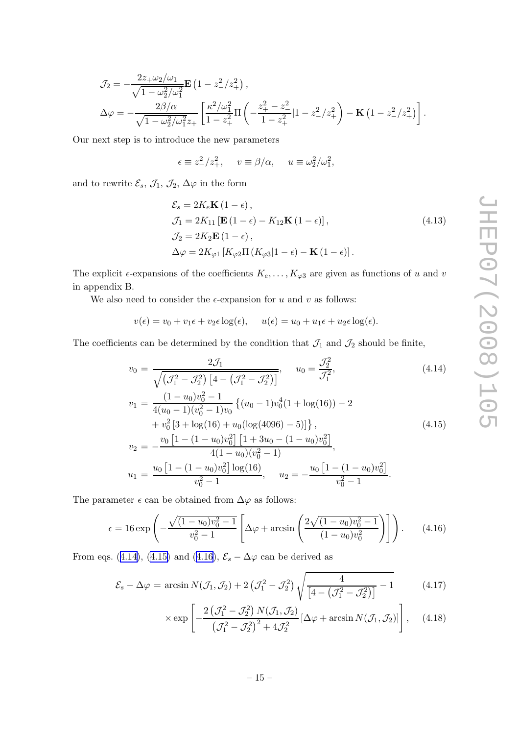$$\mathcal{J}_2 = -\frac{2z_+\omega_2/\omega_1}{\sqrt{1-\omega_2^2/\omega_1^2}}\mathbf{E}\left(1-z_-^2/z_+^2\right),$$

$$\Delta\varphi = -\frac{2\beta/\alpha}{\sqrt{1-\omega_2^2/\omega_1^2}z_+}\left[\frac{\kappa^2/\omega_1^2}{1-z_+^2}\Pi\left(-\frac{z_+^2-z_-^2}{1-z_+^2}|1-z_-^2/z_+^2\right)-\mathbf{K}\left(1-z_-^2/z_+^2\right)\right].$$

Our next step is to introduce the new parameters

$$\epsilon \equiv z_-^2/z_+^2, \quad v \equiv \beta/\alpha, \quad u \equiv \omega_2^2/\omega_1^2,$$

and to rewrite $\mathcal{E}_s$, $\mathcal{J}_1$, $\mathcal{J}_2$, $\Delta\varphi$ in the form

$$\begin{aligned}
\mathcal{E}_s &= 2K_e\mathbf{K}\left(1-\epsilon\right),\\
\mathcal{J}_1 &= 2K_{11}\left[\mathbf{E}\left(1-\epsilon\right)-K_{12}\mathbf{K}\left(1-\epsilon\right)\right],\\
\mathcal{J}_2 &= 2K_2\mathbf{E}\left(1-\epsilon\right),\\
\Delta\varphi &= 2K_{\varphi1}\left[K_{\varphi2}\Pi\left(K_{\varphi3}|1-\epsilon\right)-\mathbf{K}\left(1-\epsilon\right)\right].
\end{aligned} \tag{4.13}$$

The explicit $\epsilon$-expansions of the coefficients $K_e,\ldots,K_{\varphi3}$ are given as functions of $u$ and $v$ in appendix B.

We also need to consider the $\epsilon$-expansion for $u$ and $v$ as follows:

$$v(\epsilon) = v_0 + v_1\epsilon + v_2\epsilon\log(\epsilon), \quad u(\epsilon) = u_0 + u_1\epsilon + u_2\epsilon\log(\epsilon).$$

The coefficients can be determined by the condition that $\mathcal{J}_1$ and $\mathcal{J}_2$ should be finite,

$$v_0 = \frac{2\mathcal{J}_1}{\sqrt{\left(\mathcal{J}_1^2-\mathcal{J}_2^2\right)\left[4-\left(\mathcal{J}_1^2-\mathcal{J}_2^2\right)\right]}}, \quad u_0 = \frac{\mathcal{J}_2^2}{\mathcal{J}_1^2}, \tag{4.14}$$

$$\begin{aligned}
v_1 &= \frac{(1-u_0)v_0^2-1}{4(u_0-1)(v_0^2-1)v_0}\left\{(u_0-1)v_0^4(1+\log(16))-2\right.\\
&\quad\left.+\,v_0^2\left[3+\log(16)+u_0(\log(4096)-5)\right]\right\},\\
v_2 &= -\frac{v_0\left[1-(1-u_0)v_0^2\right]\left[1+3u_0-(1-u_0)v_0^2\right]}{4(1-u_0)(v_0^2-1)},\\
u_1 &= \frac{u_0\left[1-(1-u_0)v_0^2\right]\log(16)}{v_0^2-1}, \quad u_2 = -\frac{u_0\left[1-(1-u_0)v_0^2\right]}{v_0^2-1}.
\end{aligned} \tag{4.15}$$

The parameter $\epsilon$ can be obtained from $\Delta\varphi$ as follows:

$$\epsilon = 16\exp\left(-\frac{\sqrt{(1-u_0)v_0^2-1}}{v_0^2-1}\left[\Delta\varphi+\arcsin\left(\frac{2\sqrt{(1-u_0)v_0^2-1}}{(1-u_0)v_0^2}\right)\right]\right). \tag{4.16}$$

From eqs. (4.14), (4.15) and (4.16), $\mathcal{E}_s-\Delta\varphi$ can be derived as

$$\mathcal{E}_s-\Delta\varphi = \arcsin N(\mathcal{J}_1,\mathcal{J}_2)+2\left(\mathcal{J}_1^2-\mathcal{J}_2^2\right)\sqrt{\frac{4}{\left[4-\left(\mathcal{J}_1^2-\mathcal{J}_2^2\right)\right]}-1} \tag{4.17}$$

$$\times\exp\left[-\frac{2\left(\mathcal{J}_1^2-\mathcal{J}_2^2\right)N(\mathcal{J}_1,\mathcal{J}_2)}{\left(\mathcal{J}_1^2-\mathcal{J}_2^2\right)^2+4\mathcal{J}_2^2}\left[\Delta\varphi+\arcsin N(\mathcal{J}_1,\mathcal{J}_2)\right]\right], \tag{4.18}$$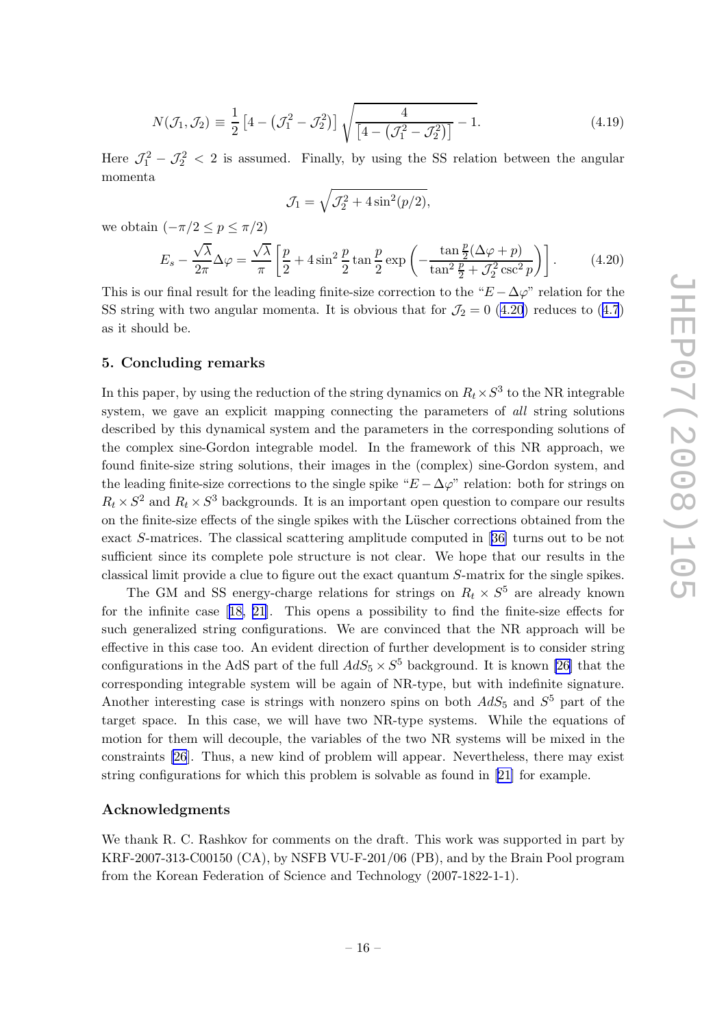$$N(\mathcal{J}_1, \mathcal{J}_2) \equiv \frac{1}{2}\left[4 - \left(\mathcal{J}_1^2 - \mathcal{J}_2^2\right)\right]\sqrt{\frac{4}{\left[4 - \left(\mathcal{J}_1^2 - \mathcal{J}_2^2\right)\right]} - 1}. \tag{4.19}$$

Here $\mathcal{J}_1^2 - \mathcal{J}_2^2 < 2$ is assumed. Finally, by using the SS relation between the angular momenta

$$\mathcal{J}_1 = \sqrt{\mathcal{J}_2^2 + 4\sin^2(p/2)},$$

we obtain $(-\pi/2 \leq p \leq \pi/2)$

$$E_s - \frac{\sqrt{\lambda}}{2\pi}\Delta\varphi = \frac{\sqrt{\lambda}}{\pi}\left[\frac{p}{2} + 4\sin^2\frac{p}{2}\tan\frac{p}{2}\exp\left(-\frac{\tan\frac{p}{2}(\Delta\varphi + p)}{\tan^2\frac{p}{2} + \mathcal{J}_2^2\csc^2 p}\right)\right]. \tag{4.20}$$

This is our final result for the leading finite-size correction to the "$E - \Delta\varphi$" relation for the SS string with two angular momenta. It is obvious that for $\mathcal{J}_2 = 0$ (4.20) reduces to (4.7) as it should be.

## 5. Concluding remarks

In this paper, by using the reduction of the string dynamics on $R_t \times S^3$ to the NR integrable system, we gave an explicit mapping connecting the parameters of *all* string solutions described by this dynamical system and the parameters in the corresponding solutions of the complex sine-Gordon integrable model. In the framework of this NR approach, we found finite-size string solutions, their images in the (complex) sine-Gordon system, and the leading finite-size corrections to the single spike "$E - \Delta\varphi$" relation: both for strings on $R_t \times S^2$ and $R_t \times S^3$ backgrounds. It is an important open question to compare our results on the finite-size effects of the single spikes with the Lüscher corrections obtained from the exact $S$-matrices. The classical scattering amplitude computed in [36] turns out to be not sufficient since its complete pole structure is not clear. We hope that our results in the classical limit provide a clue to figure out the exact quantum $S$-matrix for the single spikes.

The GM and SS energy-charge relations for strings on $R_t \times S^5$ are already known for the infinite case [18, 21]. This opens a possibility to find the finite-size effects for such generalized string configurations. We are convinced that the NR approach will be effective in this case too. An evident direction of further development is to consider string configurations in the AdS part of the full $AdS_5 \times S^5$ background. It is known [26] that the corresponding integrable system will be again of NR-type, but with indefinite signature. Another interesting case is strings with nonzero spins on both $AdS_5$ and $S^5$ part of the target space. In this case, we will have two NR-type systems. While the equations of motion for them will decouple, the variables of the two NR systems will be mixed in the constraints [26]. Thus, a new kind of problem will appear. Nevertheless, there may exist string configurations for which this problem is solvable as found in [21] for example.

## Acknowledgments

We thank R. C. Rashkov for comments on the draft. This work was supported in part by KRF-2007-313-C00150 (CA), by NSFB VU-F-201/06 (PB), and by the Brain Pool program from the Korean Federation of Science and Technology (2007-1822-1-1).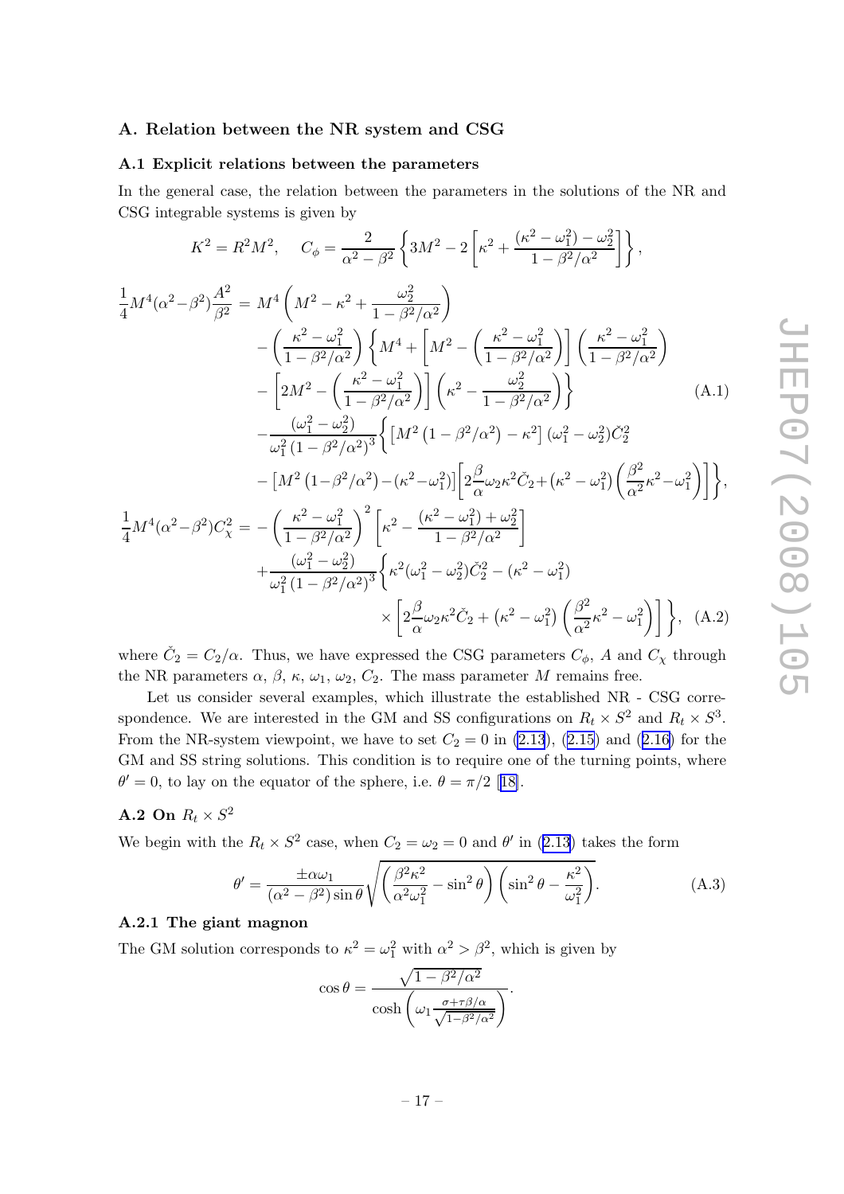## A. Relation between the NR system and CSG

### A.1 Explicit relations between the parameters

In the general case, the relation between the parameters in the solutions of the NR and CSG integrable systems is given by

$$K^2 = R^2 M^2, \quad C_\phi = \frac{2}{\alpha^2 - \beta^2}\left\{3M^2 - 2\left[\kappa^2 + \frac{(\kappa^2-\omega_1^2)-\omega_2^2}{1-\beta^2/\alpha^2}\right]\right\},$$

$$\begin{aligned}
\frac{1}{4}M^4(\alpha^2-\beta^2)\frac{A^2}{\beta^2} =\ & M^4\left(M^2-\kappa^2+\frac{\omega_2^2}{1-\beta^2/\alpha^2}\right) \\
& -\left(\frac{\kappa^2-\omega_1^2}{1-\beta^2/\alpha^2}\right)\left\{M^4+\left[M^2-\left(\frac{\kappa^2-\omega_1^2}{1-\beta^2/\alpha^2}\right)\right]\left(\frac{\kappa^2-\omega_1^2}{1-\beta^2/\alpha^2}\right)\right. \\
& \left. -\left[2M^2-\left(\frac{\kappa^2-\omega_1^2}{1-\beta^2/\alpha^2}\right)\right]\left(\kappa^2-\frac{\omega_2^2}{1-\beta^2/\alpha^2}\right)\right\} \\
& -\frac{(\omega_1^2-\omega_2^2)}{\omega_1^2\left(1-\beta^2/\alpha^2\right)^3}\left\{\left[M^2\left(1-\beta^2/\alpha^2\right)-\kappa^2\right](\omega_1^2-\omega_2^2)\check{C}_2^2\right. \\
& \left. -\left[M^2\left(1-\beta^2/\alpha^2\right)-(\kappa^2-\omega_1^2)\right]\left[2\frac{\beta}{\alpha}\omega_2\kappa^2\check{C}_2+\left(\kappa^2-\omega_1^2\right)\left(\frac{\beta^2}{\alpha^2}\kappa^2-\omega_1^2\right)\right]\right\},
\end{aligned} \tag{A.1}$$

$$\begin{aligned}
\frac{1}{4}M^4(\alpha^2-\beta^2)C_\chi^2 =\ & -\left(\frac{\kappa^2-\omega_1^2}{1-\beta^2/\alpha^2}\right)^2\left[\kappa^2-\frac{(\kappa^2-\omega_1^2)+\omega_2^2}{1-\beta^2/\alpha^2}\right] \\
& +\frac{(\omega_1^2-\omega_2^2)}{\omega_1^2\left(1-\beta^2/\alpha^2\right)^3}\left\{\kappa^2(\omega_1^2-\omega_2^2)\check{C}_2^2-(\kappa^2-\omega_1^2)\right. \\
& \left. \times\left[2\frac{\beta}{\alpha}\omega_2\kappa^2\check{C}_2+\left(\kappa^2-\omega_1^2\right)\left(\frac{\beta^2}{\alpha^2}\kappa^2-\omega_1^2\right)\right]\right\},
\end{aligned} \tag{A.2}$$

where $\check{C}_2 = C_2/\alpha$. Thus, we have expressed the CSG parameters $C_\phi$, $A$ and $C_\chi$ through the NR parameters $\alpha$, $\beta$, $\kappa$, $\omega_1$, $\omega_2$, $C_2$. The mass parameter $M$ remains free.

Let us consider several examples, which illustrate the established NR - CSG correspondence. We are interested in the GM and SS configurations on $R_t\times S^2$ and $R_t\times S^3$. From the NR-system viewpoint, we have to set $C_2 = 0$ in (2.13), (2.15) and (2.16) for the GM and SS string solutions. This condition is to require one of the turning points, where $\theta' = 0$, to lay on the equator of the sphere, i.e. $\theta = \pi/2$ [18].

### A.2 On $R_t\times S^2$

We begin with the $R_t\times S^2$ case, when $C_2=\omega_2=0$ and $\theta'$ in (2.13) takes the form

$$\theta' = \frac{\pm\alpha\omega_1}{(\alpha^2-\beta^2)\sin\theta}\sqrt{\left(\frac{\beta^2\kappa^2}{\alpha^2\omega_1^2}-\sin^2\theta\right)\left(\sin^2\theta-\frac{\kappa^2}{\omega_1^2}\right)}. \tag{A.3}$$

#### A.2.1 The giant magnon

The GM solution corresponds to $\kappa^2=\omega_1^2$ with $\alpha^2>\beta^2$, which is given by

$$\cos\theta = \frac{\sqrt{1-\beta^2/\alpha^2}}{\cosh\left(\omega_1\frac{\sigma+\tau\beta/\alpha}{\sqrt{1-\beta^2/\alpha^2}}\right)}.$$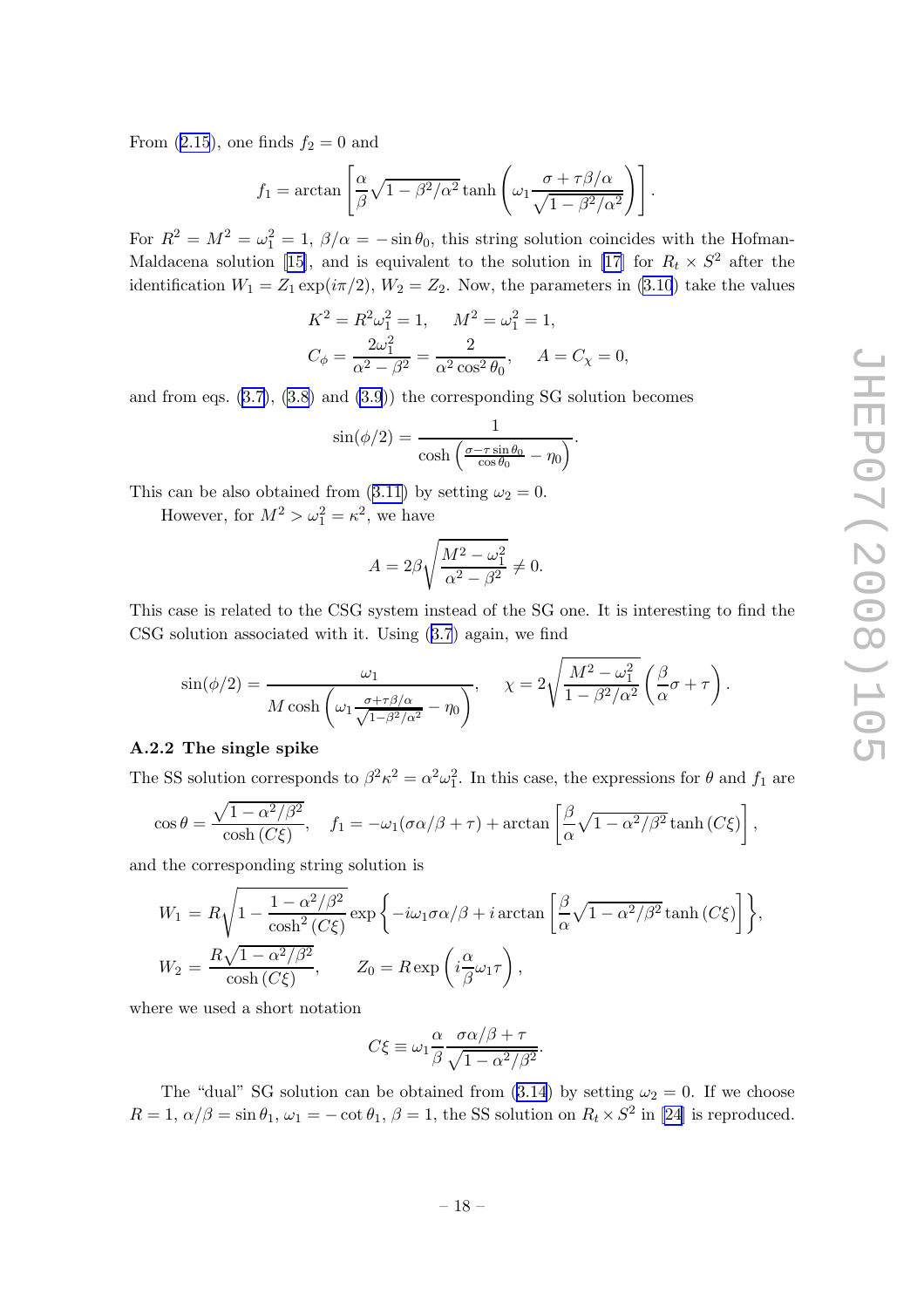From (2.15), one finds $f_2 = 0$ and

$$f_1 = \arctan\left[\frac{\alpha}{\beta}\sqrt{1-\beta^2/\alpha^2}\tanh\left(\omega_1\frac{\sigma+\tau\beta/\alpha}{\sqrt{1-\beta^2/\alpha^2}}\right)\right].$$

For $R^2 = M^2 = \omega_1^2 = 1$, $\beta/\alpha = -\sin\theta_0$, this string solution coincides with the Hofman-Maldacena solution [15], and is equivalent to the solution in [17] for $R_t \times S^2$ after the identification $W_1 = Z_1 \exp(i\pi/2)$, $W_2 = Z_2$. Now, the parameters in (3.10) take the values

$$K^2 = R^2\omega_1^2 = 1, \quad M^2 = \omega_1^2 = 1,$$
$$C_\phi = \frac{2\omega_1^2}{\alpha^2-\beta^2} = \frac{2}{\alpha^2\cos^2\theta_0}, \quad A = C_\chi = 0,$$

and from eqs. (3.7), (3.8) and (3.9)) the corresponding SG solution becomes

$$\sin(\phi/2) = \frac{1}{\cosh\left(\frac{\sigma-\tau\sin\theta_0}{\cos\theta_0}-\eta_0\right)}.$$

This can be also obtained from (3.11) by setting $\omega_2 = 0$.

However, for $M^2 > \omega_1^2 = \kappa^2$, we have

$$A = 2\beta\sqrt{\frac{M^2-\omega_1^2}{\alpha^2-\beta^2}} \neq 0.$$

This case is related to the CSG system instead of the SG one. It is interesting to find the CSG solution associated with it. Using (3.7) again, we find

$$\sin(\phi/2) = \frac{\omega_1}{M\cosh\left(\omega_1\frac{\sigma+\tau\beta/\alpha}{\sqrt{1-\beta^2/\alpha^2}}-\eta_0\right)}, \quad \chi = 2\sqrt{\frac{M^2-\omega_1^2}{1-\beta^2/\alpha^2}}\left(\frac{\beta}{\alpha}\sigma+\tau\right).$$

### A.2.2 The single spike

The SS solution corresponds to $\beta^2\kappa^2 = \alpha^2\omega_1^2$. In this case, the expressions for $\theta$ and $f_1$ are

$$\cos\theta = \frac{\sqrt{1-\alpha^2/\beta^2}}{\cosh(C\xi)}, \quad f_1 = -\omega_1(\sigma\alpha/\beta+\tau) + \arctan\left[\frac{\beta}{\alpha}\sqrt{1-\alpha^2/\beta^2}\tanh(C\xi)\right],$$

and the corresponding string solution is

$$W_1 = R\sqrt{1-\frac{1-\alpha^2/\beta^2}{\cosh^2(C\xi)}}\exp\left\{-i\omega_1\sigma\alpha/\beta + i\arctan\left[\frac{\beta}{\alpha}\sqrt{1-\alpha^2/\beta^2}\tanh(C\xi)\right]\right\},$$
$$W_2 = \frac{R\sqrt{1-\alpha^2/\beta^2}}{\cosh(C\xi)}, \qquad Z_0 = R\exp\left(i\frac{\alpha}{\beta}\omega_1\tau\right),$$

where we used a short notation

$$C\xi \equiv \omega_1\frac{\alpha}{\beta}\frac{\sigma\alpha/\beta+\tau}{\sqrt{1-\alpha^2/\beta^2}}.$$

The "dual" SG solution can be obtained from (3.14) by setting $\omega_2 = 0$. If we choose $R = 1$, $\alpha/\beta = \sin\theta_1$, $\omega_1 = -\cot\theta_1$, $\beta = 1$, the SS solution on $R_t \times S^2$ in [24] is reproduced.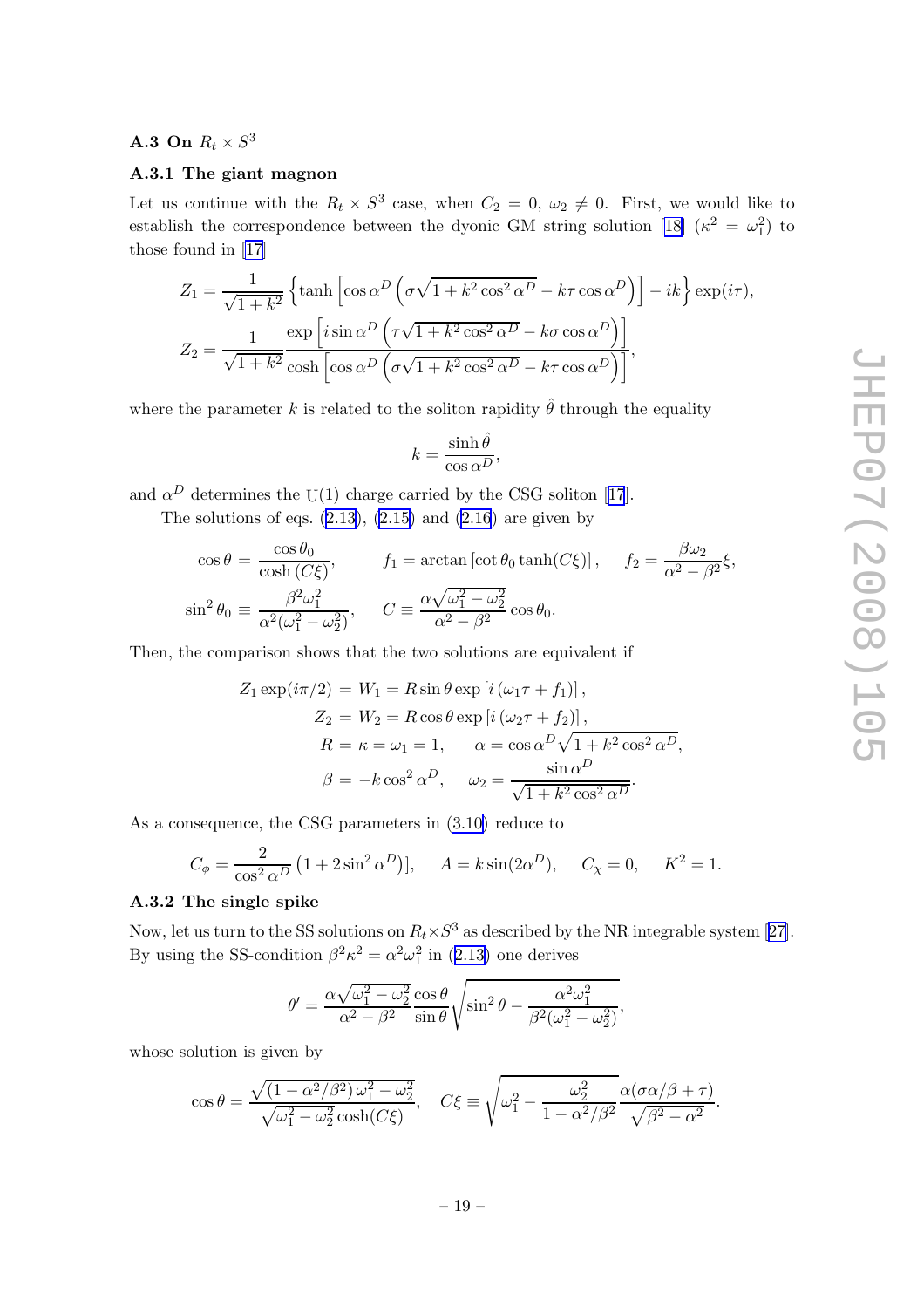### A.3 On $R_t \times S^3$

#### A.3.1 The giant magnon

Let us continue with the $R_t \times S^3$ case, when $C_2 = 0$, $\omega_2 \neq 0$. First, we would like to establish the correspondence between the dyonic GM string solution [18] ($\kappa^2 = \omega_1^2$) to those found in [17]

$$Z_1 = \frac{1}{\sqrt{1+k^2}}\left\{\tanh\left[\cos\alpha^D\left(\sigma\sqrt{1+k^2\cos^2\alpha^D} - k\tau\cos\alpha^D\right)\right] - ik\right\}\exp(i\tau),$$

$$Z_2 = \frac{1}{\sqrt{1+k^2}}\frac{\exp\left[i\sin\alpha^D\left(\tau\sqrt{1+k^2\cos^2\alpha^D} - k\sigma\cos\alpha^D\right)\right]}{\cosh\left[\cos\alpha^D\left(\sigma\sqrt{1+k^2\cos^2\alpha^D} - k\tau\cos\alpha^D\right)\right]},$$

where the parameter $k$ is related to the soliton rapidity $\hat{\theta}$ through the equality

$$k = \frac{\sinh\hat{\theta}}{\cos\alpha^D},$$

and $\alpha^D$ determines the U(1) charge carried by the CSG soliton [17].

The solutions of eqs. (2.13), (2.15) and (2.16) are given by

$$\cos\theta = \frac{\cos\theta_0}{\cosh(C\xi)}, \qquad f_1 = \arctan\left[\cot\theta_0\tanh(C\xi)\right], \qquad f_2 = \frac{\beta\omega_2}{\alpha^2-\beta^2}\xi,$$

$$\sin^2\theta_0 \equiv \frac{\beta^2\omega_1^2}{\alpha^2(\omega_1^2-\omega_2^2)}, \qquad C \equiv \frac{\alpha\sqrt{\omega_1^2-\omega_2^2}}{\alpha^2-\beta^2}\cos\theta_0.$$

Then, the comparison shows that the two solutions are equivalent if

$$\begin{aligned}
Z_1\exp(i\pi/2) &= W_1 = R\sin\theta\exp\left[i\left(\omega_1\tau + f_1\right)\right],\\
Z_2 &= W_2 = R\cos\theta\exp\left[i\left(\omega_2\tau + f_2\right)\right],\\
R &= \kappa = \omega_1 = 1, \qquad \alpha = \cos\alpha^D\sqrt{1+k^2\cos^2\alpha^D},\\
\beta &= -k\cos^2\alpha^D, \qquad \omega_2 = \frac{\sin\alpha^D}{\sqrt{1+k^2\cos^2\alpha^D}}.
\end{aligned}$$

As a consequence, the CSG parameters in (3.10) reduce to

$$C_\phi = \frac{2}{\cos^2\alpha^D}\left(1+2\sin^2\alpha^D)\right], \qquad A = k\sin(2\alpha^D), \qquad C_\chi = 0, \qquad K^2 = 1.$$

#### A.3.2 The single spike

Now, let us turn to the SS solutions on $R_t\times S^3$ as described by the NR integrable system [27]. By using the SS-condition $\beta^2\kappa^2 = \alpha^2\omega_1^2$ in (2.13) one derives

$$\theta' = \frac{\alpha\sqrt{\omega_1^2-\omega_2^2}}{\alpha^2-\beta^2}\frac{\cos\theta}{\sin\theta}\sqrt{\sin^2\theta - \frac{\alpha^2\omega_1^2}{\beta^2(\omega_1^2-\omega_2^2)}},$$

whose solution is given by

$$\cos\theta = \frac{\sqrt{(1-\alpha^2/\beta^2)\,\omega_1^2-\omega_2^2}}{\sqrt{\omega_1^2-\omega_2^2}\cosh(C\xi)}, \quad C\xi \equiv \sqrt{\omega_1^2 - \frac{\omega_2^2}{1-\alpha^2/\beta^2}}\frac{\alpha(\sigma\alpha/\beta+\tau)}{\sqrt{\beta^2-\alpha^2}}.$$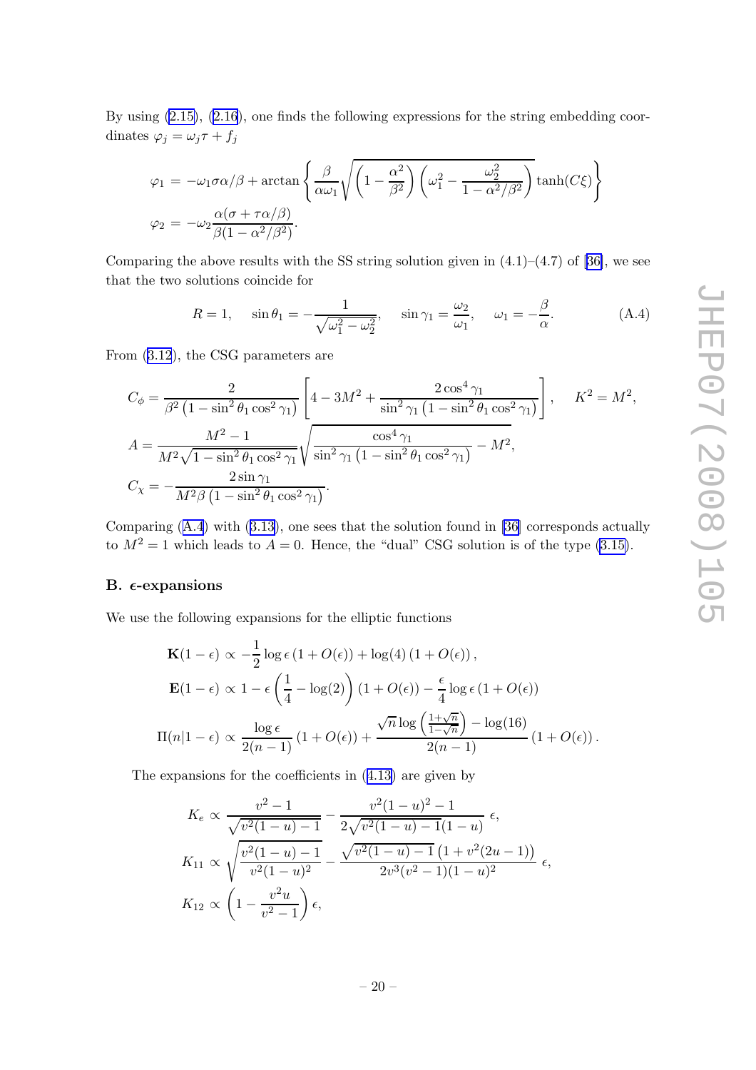By using (2.15), (2.16), one finds the following expressions for the string embedding coordinates $\varphi_j = \omega_j \tau + f_j$

$$
\begin{aligned}
\varphi_1 &= -\omega_1 \sigma \alpha/\beta + \arctan\left\{ \frac{\beta}{\alpha\omega_1} \sqrt{\left(1 - \frac{\alpha^2}{\beta^2}\right)\left(\omega_1^2 - \frac{\omega_2^2}{1-\alpha^2/\beta^2}\right)} \tanh(C\xi) \right\} \\
\varphi_2 &= -\omega_2 \frac{\alpha(\sigma + \tau\alpha/\beta)}{\beta(1-\alpha^2/\beta^2)}.
\end{aligned}
$$

Comparing the above results with the SS string solution given in (4.1)–(4.7) of [36], we see that the two solutions coincide for

$$
R = 1, \quad \sin\theta_1 = -\frac{1}{\sqrt{\omega_1^2 - \omega_2^2}}, \quad \sin\gamma_1 = \frac{\omega_2}{\omega_1}, \quad \omega_1 = -\frac{\beta}{\alpha}. \tag{A.4}
$$

From (3.12), the CSG parameters are

$$
\begin{aligned}
C_\phi &= \frac{2}{\beta^2\left(1 - \sin^2\theta_1 \cos^2\gamma_1\right)} \left[ 4 - 3M^2 + \frac{2\cos^4\gamma_1}{\sin^2\gamma_1\left(1 - \sin^2\theta_1\cos^2\gamma_1\right)} \right], \quad K^2 = M^2, \\
A &= \frac{M^2 - 1}{M^2\sqrt{1 - \sin^2\theta_1\cos^2\gamma_1}} \sqrt{\frac{\cos^4\gamma_1}{\sin^2\gamma_1\left(1 - \sin^2\theta_1\cos^2\gamma_1\right)} - M^2}, \\
C_\chi &= -\frac{2\sin\gamma_1}{M^2\beta\left(1 - \sin^2\theta_1\cos^2\gamma_1\right)}.
\end{aligned}
$$

Comparing (A.4) with (3.13), one sees that the solution found in [36] corresponds actually to $M^2 = 1$ which leads to $A = 0$. Hence, the "dual" CSG solution is of the type (3.15).

## B. $\epsilon$-expansions

We use the following expansions for the elliptic functions

$$
\begin{aligned}
\mathbf{K}(1-\epsilon) &\propto -\frac{1}{2}\log\epsilon\,(1 + O(\epsilon)) + \log(4)\,(1 + O(\epsilon)), \\
\mathbf{E}(1-\epsilon) &\propto 1 - \epsilon\left(\frac{1}{4} - \log(2)\right)(1 + O(\epsilon)) - \frac{\epsilon}{4}\log\epsilon\,(1 + O(\epsilon)) \\
\Pi(n|1-\epsilon) &\propto \frac{\log\epsilon}{2(n-1)}(1 + O(\epsilon)) + \frac{\sqrt{n}\log\left(\frac{1+\sqrt{n}}{1-\sqrt{n}}\right) - \log(16)}{2(n-1)}(1 + O(\epsilon)).
\end{aligned}
$$

The expansions for the coefficients in (4.13) are given by

$$
\begin{aligned}
K_e &\propto \frac{v^2 - 1}{\sqrt{v^2(1-u) - 1}} - \frac{v^2(1-u)^2 - 1}{2\sqrt{v^2(1-u) - 1}(1-u)}\ \epsilon, \\
K_{11} &\propto \sqrt{\frac{v^2(1-u) - 1}{v^2(1-u)^2}} - \frac{\sqrt{v^2(1-u) - 1}\left(1 + v^2(2u - 1)\right)}{2v^3(v^2 - 1)(1-u)^2}\ \epsilon, \\
K_{12} &\propto \left(1 - \frac{v^2 u}{v^2 - 1}\right)\epsilon,
\end{aligned}
$$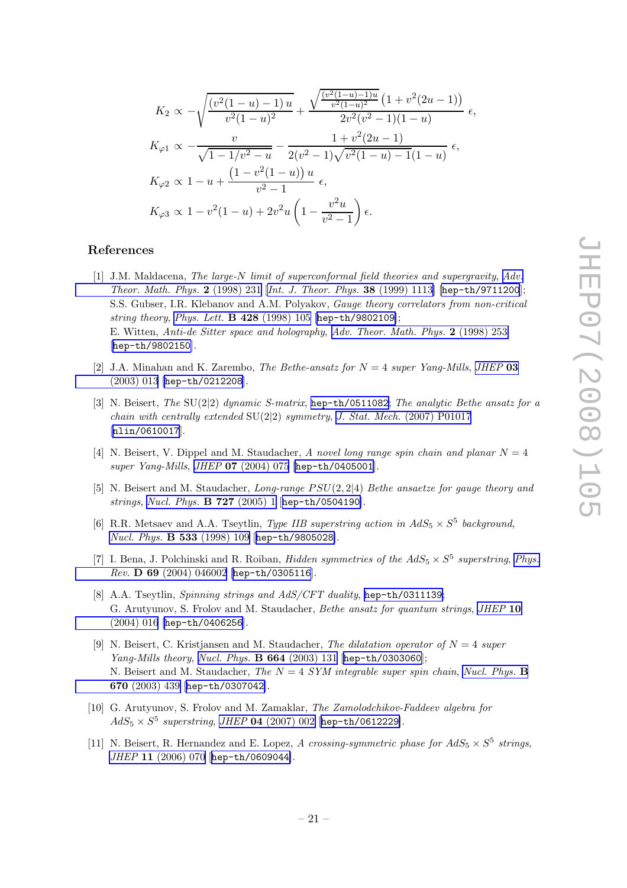$$
\begin{aligned}
K_2 &\propto -\sqrt{\frac{\left(v^2(1-u)-1\right)u}{v^2(1-u)^2}} + \frac{\sqrt{\frac{\left(v^2(1-u)-1\right)u}{v^2(1-u)^2}}\left(1+v^2(2u-1)\right)}{2v^2(v^2-1)(1-u)}\,\epsilon, \\
K_{\varphi 1} &\propto -\frac{v}{\sqrt{1-1/v^2-u}} - \frac{1+v^2(2u-1)}{2(v^2-1)\sqrt{v^2(1-u)-1}(1-u)}\,\epsilon, \\
K_{\varphi 2} &\propto 1-u+\frac{\left(1-v^2(1-u)\right)u}{v^2-1}\,\epsilon, \\
K_{\varphi 3} &\propto 1-v^2(1-u)+2v^2u\left(1-\frac{v^2u}{v^2-1}\right)\epsilon.
\end{aligned}
$$

## References

[1] J.M. Maldacena, *The large-N limit of superconformal field theories and supergravity*, *Adv. Theor. Math. Phys.* **2** (1998) 231 [*Int. J. Theor. Phys.* **38** (1999) 1113] [hep-th/9711200];
S.S. Gubser, I.R. Klebanov and A.M. Polyakov, *Gauge theory correlators from non-critical string theory*, *Phys. Lett.* **B 428** (1998) 105 [hep-th/9802109];
E. Witten, *Anti-de Sitter space and holography*, *Adv. Theor. Math. Phys.* **2** (1998) 253 [hep-th/9802150].

[2] J.A. Minahan and K. Zarembo, *The Bethe-ansatz for $N = 4$ super Yang-Mills*, *JHEP* **03** (2003) 013 [hep-th/0212208].

[3] N. Beisert, *The* SU(2|2) *dynamic S-matrix*, hep-th/0511082; *The analytic Bethe ansatz for a chain with centrally extended* SU(2|2) *symmetry*, *J. Stat. Mech.* (2007) P01017 [nlin/0610017].

[4] N. Beisert, V. Dippel and M. Staudacher, *A novel long range spin chain and planar $N = 4$ super Yang-Mills*, *JHEP* **07** (2004) 075 [hep-th/0405001].

[5] N. Beisert and M. Staudacher, *Long-range $PSU(2, 2|4)$ Bethe ansaetze for gauge theory and strings*, *Nucl. Phys.* **B 727** (2005) 1 [hep-th/0504190].

[6] R.R. Metsaev and A.A. Tseytlin, *Type IIB superstring action in $AdS_5 \times S^5$ background*, *Nucl. Phys.* **B 533** (1998) 109 [hep-th/9805028].

[7] I. Bena, J. Polchinski and R. Roiban, *Hidden symmetries of the $AdS_5 \times S^5$ superstring*, *Phys. Rev.* **D 69** (2004) 046002 [hep-th/0305116].

[8] A.A. Tseytlin, *Spinning strings and AdS/CFT duality*, hep-th/0311139;
G. Arutyunov, S. Frolov and M. Staudacher, *Bethe ansatz for quantum strings*, *JHEP* **10** (2004) 016 [hep-th/0406256].

[9] N. Beisert, C. Kristjansen and M. Staudacher, *The dilatation operator of $N = 4$ super Yang-Mills theory*, *Nucl. Phys.* **B 664** (2003) 131 [hep-th/0303060];
N. Beisert and M. Staudacher, *The $N = 4$ SYM integrable super spin chain*, *Nucl. Phys.* **B 670** (2003) 439 [hep-th/0307042].

[10] G. Arutyunov, S. Frolov and M. Zamaklar, *The Zamolodchikov-Faddeev algebra for $AdS_5 \times S^5$ superstring*, *JHEP* **04** (2007) 002 [hep-th/0612229].

[11] N. Beisert, R. Hernandez and E. Lopez, *A crossing-symmetric phase for $AdS_5 \times S^5$ strings*, *JHEP* **11** (2006) 070 [hep-th/0609044].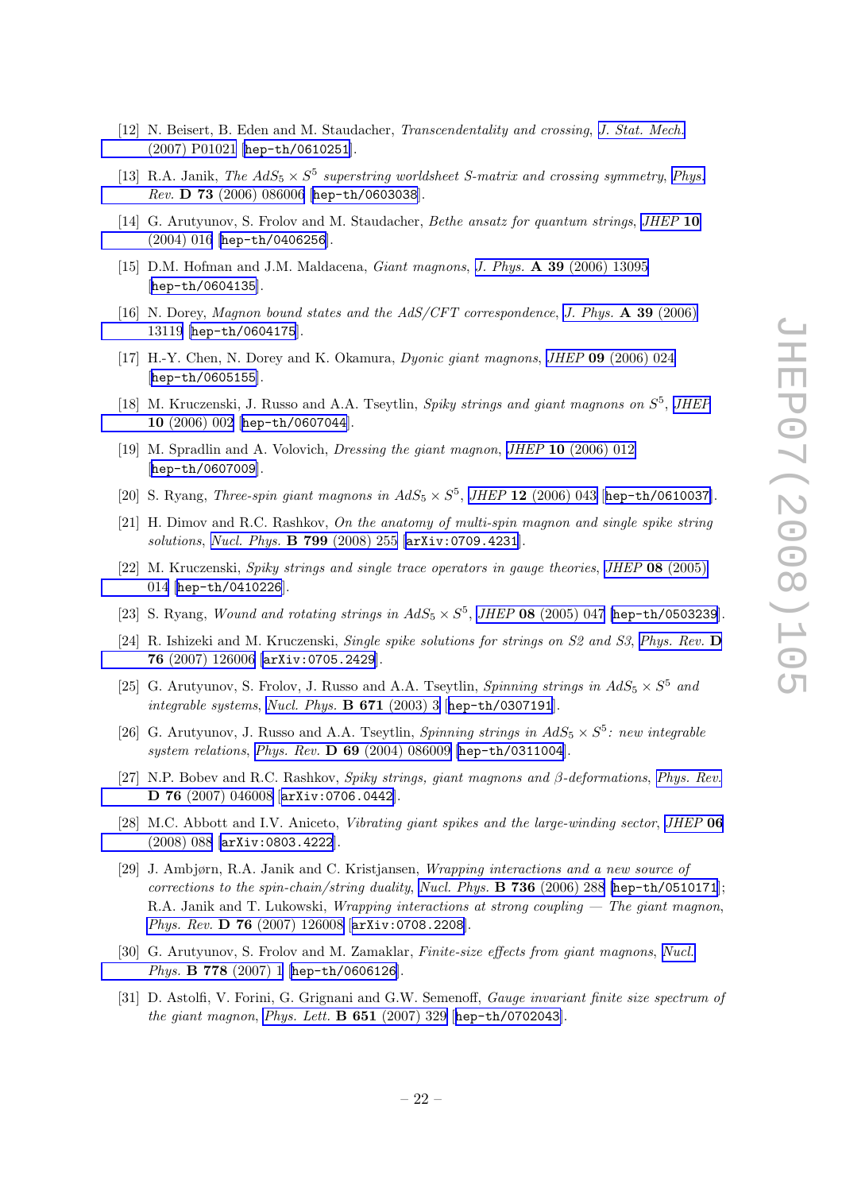[12] N. Beisert, B. Eden and M. Staudacher, *Transcendentality and crossing*, J. Stat. Mech. (2007) P01021 [hep-th/0610251].

[13] R.A. Janik, *The $AdS_5 \times S^5$ superstring worldsheet S-matrix and crossing symmetry*, Phys. Rev. **D 73** (2006) 086006 [hep-th/0603038].

[14] G. Arutyunov, S. Frolov and M. Staudacher, *Bethe ansatz for quantum strings*, JHEP **10** (2004) 016 [hep-th/0406256].

[15] D.M. Hofman and J.M. Maldacena, *Giant magnons*, J. Phys. **A 39** (2006) 13095 [hep-th/0604135].

[16] N. Dorey, *Magnon bound states and the AdS/CFT correspondence*, J. Phys. **A 39** (2006) 13119 [hep-th/0604175].

[17] H.-Y. Chen, N. Dorey and K. Okamura, *Dyonic giant magnons*, JHEP **09** (2006) 024 [hep-th/0605155].

[18] M. Kruczenski, J. Russo and A.A. Tseytlin, *Spiky strings and giant magnons on $S^5$*, JHEP **10** (2006) 002 [hep-th/0607044].

[19] M. Spradlin and A. Volovich, *Dressing the giant magnon*, JHEP **10** (2006) 012 [hep-th/0607009].

[20] S. Ryang, *Three-spin giant magnons in $AdS_5 \times S^5$*, JHEP **12** (2006) 043 [hep-th/0610037].

[21] H. Dimov and R.C. Rashkov, *On the anatomy of multi-spin magnon and single spike string solutions*, Nucl. Phys. **B 799** (2008) 255 [arXiv:0709.4231].

[22] M. Kruczenski, *Spiky strings and single trace operators in gauge theories*, JHEP **08** (2005) 014 [hep-th/0410226].

[23] S. Ryang, *Wound and rotating strings in $AdS_5 \times S^5$*, JHEP **08** (2005) 047 [hep-th/0503239].

[24] R. Ishizeki and M. Kruczenski, *Single spike solutions for strings on S2 and S3*, Phys. Rev. **D 76** (2007) 126006 [arXiv:0705.2429].

[25] G. Arutyunov, S. Frolov, J. Russo and A.A. Tseytlin, *Spinning strings in $AdS_5 \times S^5$ and integrable systems*, Nucl. Phys. **B 671** (2003) 3 [hep-th/0307191].

[26] G. Arutyunov, J. Russo and A.A. Tseytlin, *Spinning strings in $AdS_5 \times S^5$: new integrable system relations*, Phys. Rev. **D 69** (2004) 086009 [hep-th/0311004].

[27] N.P. Bobev and R.C. Rashkov, *Spiky strings, giant magnons and β-deformations*, Phys. Rev. **D 76** (2007) 046008 [arXiv:0706.0442].

[28] M.C. Abbott and I.V. Aniceto, *Vibrating giant spikes and the large-winding sector*, JHEP **06** (2008) 088 [arXiv:0803.4222].

[29] J. Ambjørn, R.A. Janik and C. Kristjansen, *Wrapping interactions and a new source of corrections to the spin-chain/string duality*, Nucl. Phys. **B 736** (2006) 288 [hep-th/0510171]; R.A. Janik and T. Lukowski, *Wrapping interactions at strong coupling — The giant magnon*, Phys. Rev. **D 76** (2007) 126008 [arXiv:0708.2208].

[30] G. Arutyunov, S. Frolov and M. Zamaklar, *Finite-size effects from giant magnons*, Nucl. Phys. **B 778** (2007) 1 [hep-th/0606126].

[31] D. Astolfi, V. Forini, G. Grignani and G.W. Semenoff, *Gauge invariant finite size spectrum of the giant magnon*, Phys. Lett. **B 651** (2007) 329 [hep-th/0702043].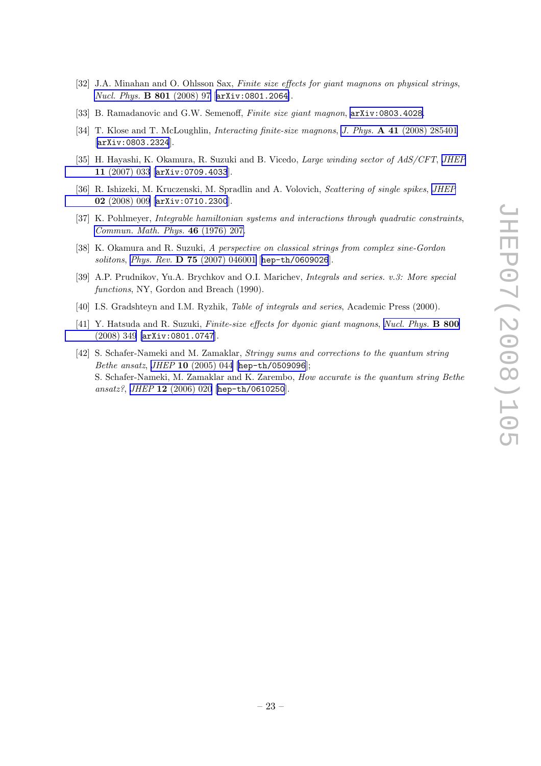[32] J.A. Minahan and O. Ohlsson Sax, *Finite size effects for giant magnons on physical strings*, *Nucl. Phys.* **B 801** (2008) 97 [arXiv:0801.2064].

[33] B. Ramadanovic and G.W. Semenoff, *Finite size giant magnon*, arXiv:0803.4028.

[34] T. Klose and T. McLoughlin, *Interacting finite-size magnons*, *J. Phys.* **A 41** (2008) 285401 [arXiv:0803.2324].

[35] H. Hayashi, K. Okamura, R. Suzuki and B. Vicedo, *Large winding sector of AdS/CFT*, *JHEP* **11** (2007) 033 [arXiv:0709.4033].

[36] R. Ishizeki, M. Kruczenski, M. Spradlin and A. Volovich, *Scattering of single spikes*, *JHEP* **02** (2008) 009 [arXiv:0710.2300].

[37] K. Pohlmeyer, *Integrable hamiltonian systems and interactions through quadratic constraints*, *Commun. Math. Phys.* **46** (1976) 207.

[38] K. Okamura and R. Suzuki, *A perspective on classical strings from complex sine-Gordon solitons*, *Phys. Rev.* **D 75** (2007) 046001 [hep-th/0609026].

[39] A.P. Prudnikov, Yu.A. Brychkov and O.I. Marichev, *Integrals and series. v.3: More special functions*, NY, Gordon and Breach (1990).

[40] I.S. Gradshteyn and I.M. Ryzhik, *Table of integrals and series*, Academic Press (2000).

[41] Y. Hatsuda and R. Suzuki, *Finite-size effects for dyonic giant magnons*, *Nucl. Phys.* **B 800** (2008) 349 [arXiv:0801.0747].

[42] S. Schafer-Nameki and M. Zamaklar, *Stringy sums and corrections to the quantum string Bethe ansatz*, *JHEP* **10** (2005) 044 [hep-th/0509096];
S. Schafer-Nameki, M. Zamaklar and K. Zarembo, *How accurate is the quantum string Bethe ansatz?*, *JHEP* **12** (2006) 020 [hep-th/0610250].